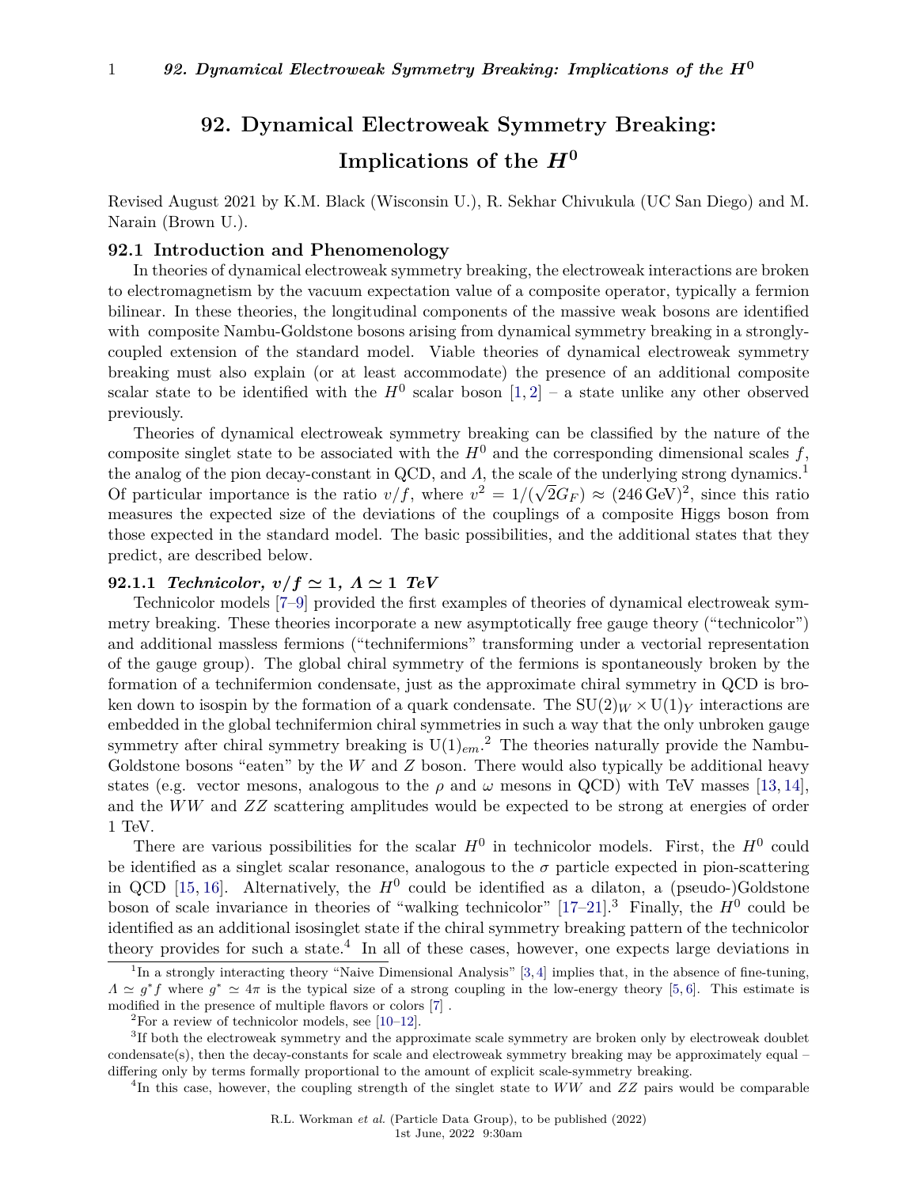# 92. Dynamical Electroweak Symmetry Breaking: Implications of the $H^0$

Revised August 2021 by K.M. Black (Wisconsin U.), R. Sekhar Chivukula (UC San Diego) and M. Narain (Brown U.).

## 92.1 Introduction and Phenomenology

In theories of dynamical electroweak symmetry breaking, the electroweak interactions are broken to electromagnetism by the vacuum expectation value of a composite operator, typically a fermion bilinear. In these theories, the longitudinal components of the massive weak bosons are identified with composite Nambu-Goldstone bosons arising from dynamical symmetry breaking in a strongly-coupled extension of the standard model. Viable theories of dynamical electroweak symmetry breaking must also explain (or at least accommodate) the presence of an additional composite scalar state to be identified with the $H^0$ scalar boson [1, 2] – a state unlike any other observed previously.

Theories of dynamical electroweak symmetry breaking can be classified by the nature of the composite singlet state to be associated with the $H^0$ and the corresponding dimensional scales $f$, the analog of the pion decay-constant in QCD, and $\Lambda$, the scale of the underlying strong dynamics.[1] Of particular importance is the ratio $v/f$, where $v^2 = 1/(\sqrt{2}G_F) \approx (246\,\mathrm{GeV})^2$, since this ratio measures the expected size of the deviations of the couplings of a composite Higgs boson from those expected in the standard model. The basic possibilities, and the additional states that they predict, are described below.

### 92.1.1 *Technicolor, $v/f \simeq 1$, $\Lambda \simeq 1$ TeV*

Technicolor models [7–9] provided the first examples of theories of dynamical electroweak symmetry breaking. These theories incorporate a new asymptotically free gauge theory ("technicolor") and additional massless fermions ("technifermions" transforming under a vectorial representation of the gauge group). The global chiral symmetry of the fermions is spontaneously broken by the formation of a technifermion condensate, just as the approximate chiral symmetry in QCD is broken down to isospin by the formation of a quark condensate. The $\mathrm{SU}(2)_W \times \mathrm{U}(1)_Y$ interactions are embedded in the global technifermion chiral symmetries in such a way that the only unbroken gauge symmetry after chiral symmetry breaking is $\mathrm{U}(1)_{em}$.[2] The theories naturally provide the Nambu-Goldstone bosons "eaten" by the $W$ and $Z$ boson. There would also typically be additional heavy states (e.g. vector mesons, analogous to the $\rho$ and $\omega$ mesons in QCD) with TeV masses [13, 14], and the $WW$ and $ZZ$ scattering amplitudes would be expected to be strong at energies of order 1 TeV.

There are various possibilities for the scalar $H^0$ in technicolor models. First, the $H^0$ could be identified as a singlet scalar resonance, analogous to the $\sigma$ particle expected in pion-scattering in QCD [15, 16]. Alternatively, the $H^0$ could be identified as a dilaton, a (pseudo-)Goldstone boson of scale invariance in theories of "walking technicolor" [17–21].[3] Finally, the $H^0$ could be identified as an additional isosinglet state if the chiral symmetry breaking pattern of the technicolor theory provides for such a state.[4] In all of these cases, however, one expects large deviations in

---

[1] In a strongly interacting theory "Naive Dimensional Analysis" [3, 4] implies that, in the absence of fine-tuning, $\Lambda \simeq g^* f$ where $g^* \simeq 4\pi$ is the typical size of a strong coupling in the low-energy theory [5, 6]. This estimate is modified in the presence of multiple flavors or colors [7] .

[2] For a review of technicolor models, see [10–12].

[3] If both the electroweak symmetry and the approximate scale symmetry are broken only by electroweak doublet condensate(s), then the decay-constants for scale and electroweak symmetry breaking may be approximately equal – differing only by terms formally proportional to the amount of explicit scale-symmetry breaking.

[4] In this case, however, the coupling strength of the singlet state to $WW$ and $ZZ$ pairs would be comparable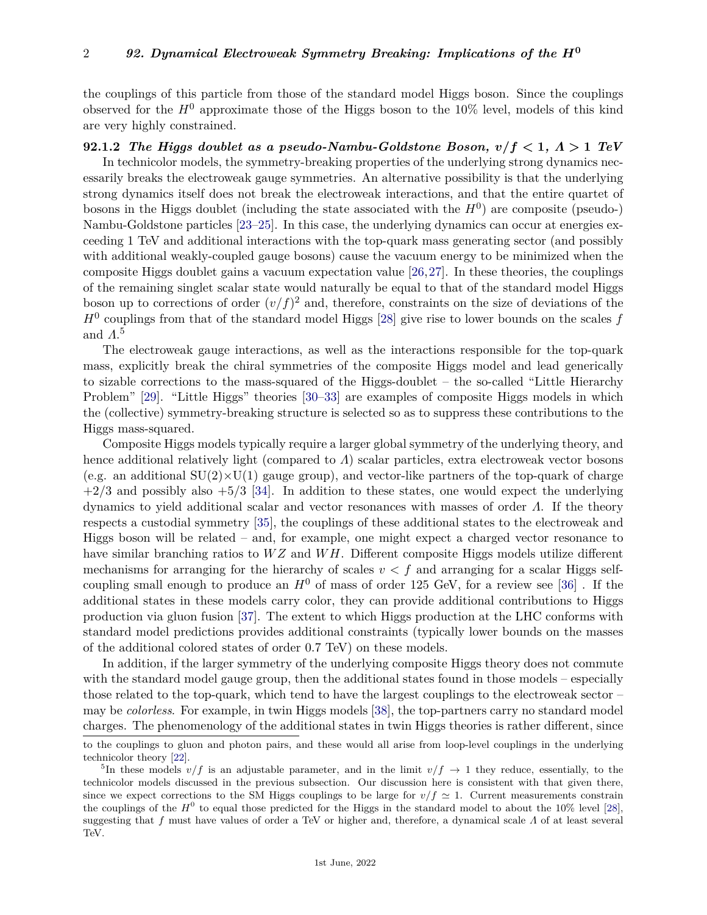the couplings of this particle from those of the standard model Higgs boson. Since the couplings observed for the $H^0$ approximate those of the Higgs boson to the 10% level, models of this kind are very highly constrained.

### 92.1.2 *The Higgs doublet as a pseudo-Nambu-Goldstone Boson, $v/f < 1$, $\Lambda > 1$ TeV*

In technicolor models, the symmetry-breaking properties of the underlying strong dynamics necessarily breaks the electroweak gauge symmetries. An alternative possibility is that the underlying strong dynamics itself does not break the electroweak interactions, and that the entire quartet of bosons in the Higgs doublet (including the state associated with the $H^0$) are composite (pseudo-) Nambu-Goldstone particles [23–25]. In this case, the underlying dynamics can occur at energies exceeding 1 TeV and additional interactions with the top-quark mass generating sector (and possibly with additional weakly-coupled gauge bosons) cause the vacuum energy to be minimized when the composite Higgs doublet gains a vacuum expectation value [26,27]. In these theories, the couplings of the remaining singlet scalar state would naturally be equal to that of the standard model Higgs boson up to corrections of order $(v/f)^2$ and, therefore, constraints on the size of deviations of the $H^0$ couplings from that of the standard model Higgs [28] give rise to lower bounds on the scales $f$ and $\Lambda$.[5]

The electroweak gauge interactions, as well as the interactions responsible for the top-quark mass, explicitly break the chiral symmetries of the composite Higgs model and lead generically to sizable corrections to the mass-squared of the Higgs-doublet – the so-called "Little Hierarchy Problem" [29]. "Little Higgs" theories [30–33] are examples of composite Higgs models in which the (collective) symmetry-breaking structure is selected so as to suppress these contributions to the Higgs mass-squared.

Composite Higgs models typically require a larger global symmetry of the underlying theory, and hence additional relatively light (compared to $\Lambda$) scalar particles, extra electroweak vector bosons (e.g. an additional SU(2)×U(1) gauge group), and vector-like partners of the top-quark of charge $+2/3$ and possibly also $+5/3$ [34]. In addition to these states, one would expect the underlying dynamics to yield additional scalar and vector resonances with masses of order $\Lambda$. If the theory respects a custodial symmetry [35], the couplings of these additional states to the electroweak and Higgs boson will be related – and, for example, one might expect a charged vector resonance to have similar branching ratios to $WZ$ and $WH$. Different composite Higgs models utilize different mechanisms for arranging for the hierarchy of scales $v < f$ and arranging for a scalar Higgs self-coupling small enough to produce an $H^0$ of mass of order 125 GeV, for a review see [36] . If the additional states in these models carry color, they can provide additional contributions to Higgs production via gluon fusion [37]. The extent to which Higgs production at the LHC conforms with standard model predictions provides additional constraints (typically lower bounds on the masses of the additional colored states of order 0.7 TeV) on these models.

In addition, if the larger symmetry of the underlying composite Higgs theory does not commute with the standard model gauge group, then the additional states found in those models – especially those related to the top-quark, which tend to have the largest couplings to the electroweak sector – may be *colorless*. For example, in twin Higgs models [38], the top-partners carry no standard model charges. The phenomenology of the additional states in twin Higgs theories is rather different, since

---

to the couplings to gluon and photon pairs, and these would all arise from loop-level couplings in the underlying technicolor theory [22].

[5] In these models $v/f$ is an adjustable parameter, and in the limit $v/f \to 1$ they reduce, essentially, to the technicolor models discussed in the previous subsection. Our discussion here is consistent with that given there, since we expect corrections to the SM Higgs couplings to be large for $v/f \simeq 1$. Current measurements constrain the couplings of the $H^0$ to equal those predicted for the Higgs in the standard model to about the 10% level [28], suggesting that $f$ must have values of order a TeV or higher and, therefore, a dynamical scale $\Lambda$ of at least several TeV.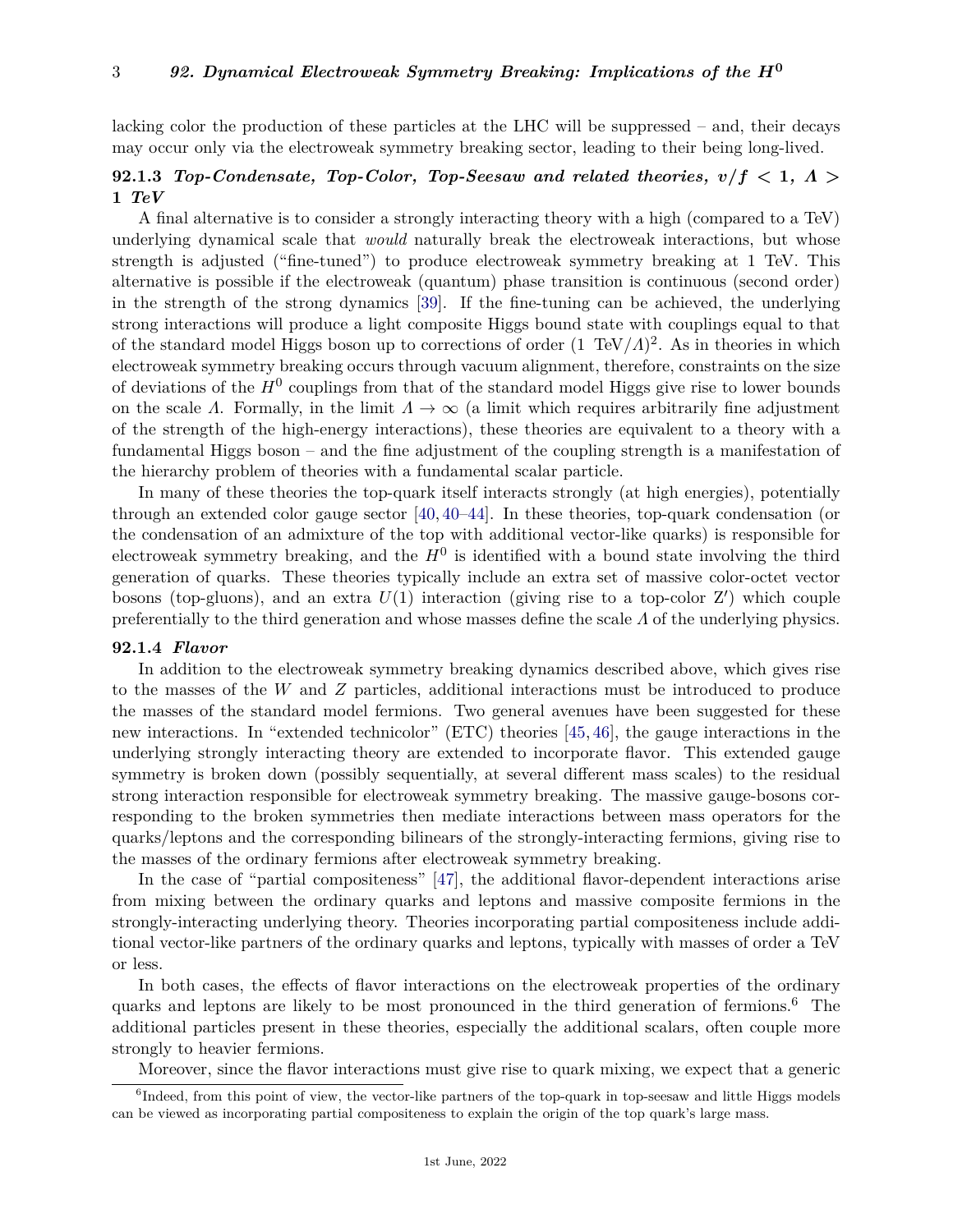lacking color the production of these particles at the LHC will be suppressed – and, their decays may occur only via the electroweak symmetry breaking sector, leading to their being long-lived.

### 92.1.3 *Top-Condensate, Top-Color, Top-Seesaw and related theories, $v/f < 1$, $\Lambda >$ 1 TeV*

A final alternative is to consider a strongly interacting theory with a high (compared to a TeV) underlying dynamical scale that *would* naturally break the electroweak interactions, but whose strength is adjusted ("fine-tuned") to produce electroweak symmetry breaking at 1 TeV. This alternative is possible if the electroweak (quantum) phase transition is continuous (second order) in the strength of the strong dynamics [39]. If the fine-tuning can be achieved, the underlying strong interactions will produce a light composite Higgs bound state with couplings equal to that of the standard model Higgs boson up to corrections of order $(1\ \mathrm{TeV}/\Lambda)^2$. As in theories in which electroweak symmetry breaking occurs through vacuum alignment, therefore, constraints on the size of deviations of the $H^0$ couplings from that of the standard model Higgs give rise to lower bounds on the scale $\Lambda$. Formally, in the limit $\Lambda \to \infty$ (a limit which requires arbitrarily fine adjustment of the strength of the high-energy interactions), these theories are equivalent to a theory with a fundamental Higgs boson – and the fine adjustment of the coupling strength is a manifestation of the hierarchy problem of theories with a fundamental scalar particle.

In many of these theories the top-quark itself interacts strongly (at high energies), potentially through an extended color gauge sector [40, 40–44]. In these theories, top-quark condensation (or the condensation of an admixture of the top with additional vector-like quarks) is responsible for electroweak symmetry breaking, and the $H^0$ is identified with a bound state involving the third generation of quarks. These theories typically include an extra set of massive color-octet vector bosons (top-gluons), and an extra $U(1)$ interaction (giving rise to a top-color Z′) which couple preferentially to the third generation and whose masses define the scale $\Lambda$ of the underlying physics.

### 92.1.4 *Flavor*

In addition to the electroweak symmetry breaking dynamics described above, which gives rise to the masses of the $W$ and $Z$ particles, additional interactions must be introduced to produce the masses of the standard model fermions. Two general avenues have been suggested for these new interactions. In "extended technicolor" (ETC) theories [45, 46], the gauge interactions in the underlying strongly interacting theory are extended to incorporate flavor. This extended gauge symmetry is broken down (possibly sequentially, at several different mass scales) to the residual strong interaction responsible for electroweak symmetry breaking. The massive gauge-bosons corresponding to the broken symmetries then mediate interactions between mass operators for the quarks/leptons and the corresponding bilinears of the strongly-interacting fermions, giving rise to the masses of the ordinary fermions after electroweak symmetry breaking.

In the case of "partial compositeness" [47], the additional flavor-dependent interactions arise from mixing between the ordinary quarks and leptons and massive composite fermions in the strongly-interacting underlying theory. Theories incorporating partial compositeness include additional vector-like partners of the ordinary quarks and leptons, typically with masses of order a TeV or less.

In both cases, the effects of flavor interactions on the electroweak properties of the ordinary quarks and leptons are likely to be most pronounced in the third generation of fermions.[6] The additional particles present in these theories, especially the additional scalars, often couple more strongly to heavier fermions.

Moreover, since the flavor interactions must give rise to quark mixing, we expect that a generic

[6] Indeed, from this point of view, the vector-like partners of the top-quark in top-seesaw and little Higgs models can be viewed as incorporating partial compositeness to explain the origin of the top quark's large mass.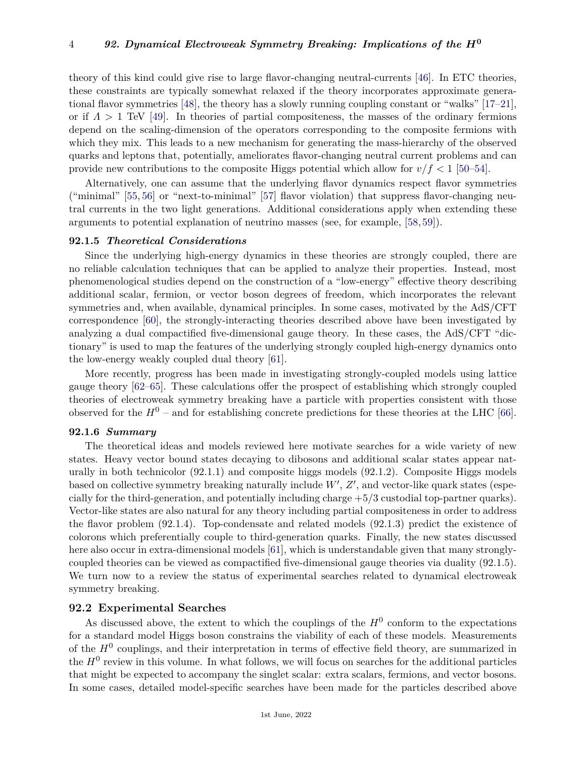theory of this kind could give rise to large flavor-changing neutral-currents [46]. In ETC theories, these constraints are typically somewhat relaxed if the theory incorporates approximate generational flavor symmetries [48], the theory has a slowly running coupling constant or "walks" [17–21], or if $\Lambda > 1$ TeV [49]. In theories of partial compositeness, the masses of the ordinary fermions depend on the scaling-dimension of the operators corresponding to the composite fermions with which they mix. This leads to a new mechanism for generating the mass-hierarchy of the observed quarks and leptons that, potentially, ameliorates flavor-changing neutral current problems and can provide new contributions to the composite Higgs potential which allow for $v/f < 1$ [50–54].

Alternatively, one can assume that the underlying flavor dynamics respect flavor symmetries ("minimal" [55, 56] or "next-to-minimal" [57] flavor violation) that suppress flavor-changing neutral currents in the two light generations. Additional considerations apply when extending these arguments to potential explanation of neutrino masses (see, for example, [58, 59]).

### 92.1.5 *Theoretical Considerations*

Since the underlying high-energy dynamics in these theories are strongly coupled, there are no reliable calculation techniques that can be applied to analyze their properties. Instead, most phenomenological studies depend on the construction of a "low-energy" effective theory describing additional scalar, fermion, or vector boson degrees of freedom, which incorporates the relevant symmetries and, when available, dynamical principles. In some cases, motivated by the AdS/CFT correspondence [60], the strongly-interacting theories described above have been investigated by analyzing a dual compactified five-dimensional gauge theory. In these cases, the AdS/CFT "dictionary" is used to map the features of the underlying strongly coupled high-energy dynamics onto the low-energy weakly coupled dual theory [61].

More recently, progress has been made in investigating strongly-coupled models using lattice gauge theory [62–65]. These calculations offer the prospect of establishing which strongly coupled theories of electroweak symmetry breaking have a particle with properties consistent with those observed for the $H^0$ – and for establishing concrete predictions for these theories at the LHC [66].

### 92.1.6 *Summary*

The theoretical ideas and models reviewed here motivate searches for a wide variety of new states. Heavy vector bound states decaying to dibosons and additional scalar states appear naturally in both technicolor (92.1.1) and composite higgs models (92.1.2). Composite Higgs models based on collective symmetry breaking naturally include $W'$, $Z'$, and vector-like quark states (especially for the third-generation, and potentially including charge $+5/3$ custodial top-partner quarks). Vector-like states are also natural for any theory including partial compositeness in order to address the flavor problem (92.1.4). Top-condensate and related models (92.1.3) predict the existence of colorons which preferentially couple to third-generation quarks. Finally, the new states discussed here also occur in extra-dimensional models [61], which is understandable given that many strongly-coupled theories can be viewed as compactified five-dimensional gauge theories via duality (92.1.5). We turn now to a review the status of experimental searches related to dynamical electroweak symmetry breaking.

## 92.2 Experimental Searches

As discussed above, the extent to which the couplings of the $H^0$ conform to the expectations for a standard model Higgs boson constrains the viability of each of these models. Measurements of the $H^0$ couplings, and their interpretation in terms of effective field theory, are summarized in the $H^0$ review in this volume. In what follows, we will focus on searches for the additional particles that might be expected to accompany the singlet scalar: extra scalars, fermions, and vector bosons. In some cases, detailed model-specific searches have been made for the particles described above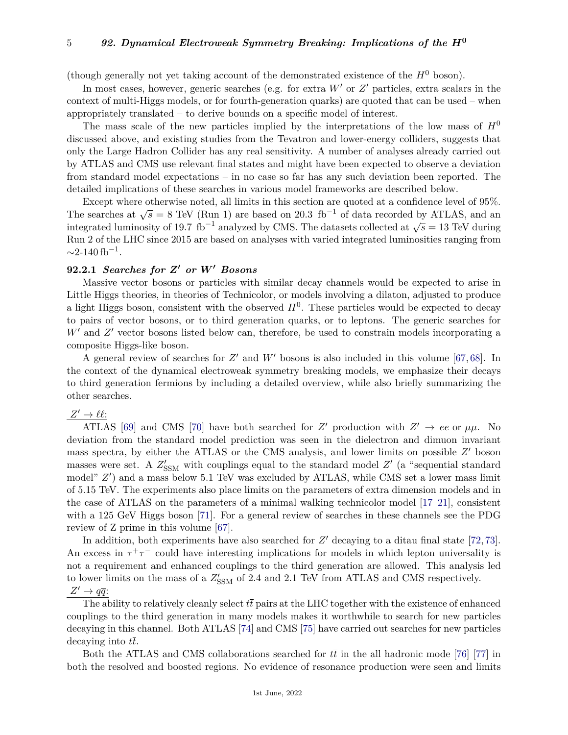(though generally not yet taking account of the demonstrated existence of the $H^0$ boson).

In most cases, however, generic searches (e.g. for extra $W'$ or $Z'$ particles, extra scalars in the context of multi-Higgs models, or for fourth-generation quarks) are quoted that can be used – when appropriately translated – to derive bounds on a specific model of interest.

The mass scale of the new particles implied by the interpretations of the low mass of $H^0$ discussed above, and existing studies from the Tevatron and lower-energy colliders, suggests that only the Large Hadron Collider has any real sensitivity. A number of analyses already carried out by ATLAS and CMS use relevant final states and might have been expected to observe a deviation from standard model expectations – in no case so far has any such deviation been reported. The detailed implications of these searches in various model frameworks are described below.

Except where otherwise noted, all limits in this section are quoted at a confidence level of 95%. The searches at $\sqrt{s} = 8$ TeV (Run 1) are based on 20.3 fb$^{-1}$ of data recorded by ATLAS, and an integrated luminosity of 19.7 fb$^{-1}$ analyzed by CMS. The datasets collected at $\sqrt{s} = 13$ TeV during Run 2 of the LHC since 2015 are based on analyses with varied integrated luminosities ranging from $\sim$2-140 fb$^{-1}$.

### 92.2.1 *Searches for $Z'$ or $W'$ Bosons*

Massive vector bosons or particles with similar decay channels would be expected to arise in Little Higgs theories, in theories of Technicolor, or models involving a dilaton, adjusted to produce a light Higgs boson, consistent with the observed $H^0$. These particles would be expected to decay to pairs of vector bosons, or to third generation quarks, or to leptons. The generic searches for $W'$ and $Z'$ vector bosons listed below can, therefore, be used to constrain models incorporating a composite Higgs-like boson.

A general review of searches for $Z'$ and $W'$ bosons is also included in this volume [67, 68]. In the context of the dynamical electroweak symmetry breaking models, we emphasize their decays to third generation fermions by including a detailed overview, while also briefly summarizing the other searches.

$Z' \to \ell\ell$:

ATLAS [69] and CMS [70] have both searched for $Z'$ production with $Z' \to ee$ or $\mu\mu$. No deviation from the standard model prediction was seen in the dielectron and dimuon invariant mass spectra, by either the ATLAS or the CMS analysis, and lower limits on possible $Z'$ boson masses were set. A $Z'_{\rm SSM}$ with couplings equal to the standard model $Z'$ (a "sequential standard model" $Z'$) and a mass below 5.1 TeV was excluded by ATLAS, while CMS set a lower mass limit of 5.15 TeV. The experiments also place limits on the parameters of extra dimension models and in the case of ATLAS on the parameters of a minimal walking technicolor model [17–21], consistent with a 125 GeV Higgs boson [71]. For a general review of searches in these channels see the PDG review of Z prime in this volume [67].

In addition, both experiments have also searched for $Z'$ decaying to a ditau final state [72, 73]. An excess in $\tau^+\tau^-$ could have interesting implications for models in which lepton universality is not a requirement and enhanced couplings to the third generation are allowed. This analysis led to lower limits on the mass of a $Z'_{\rm SSM}$ of 2.4 and 2.1 TeV from ATLAS and CMS respectively.

$Z' \to q\overline{q}$:

The ability to relatively cleanly select $t\bar{t}$ pairs at the LHC together with the existence of enhanced couplings to the third generation in many models makes it worthwhile to search for new particles decaying in this channel. Both ATLAS [74] and CMS [75] have carried out searches for new particles decaying into $t\bar{t}$.

Both the ATLAS and CMS collaborations searched for $t\bar{t}$ in the all hadronic mode [76] [77] in both the resolved and boosted regions. No evidence of resonance production were seen and limits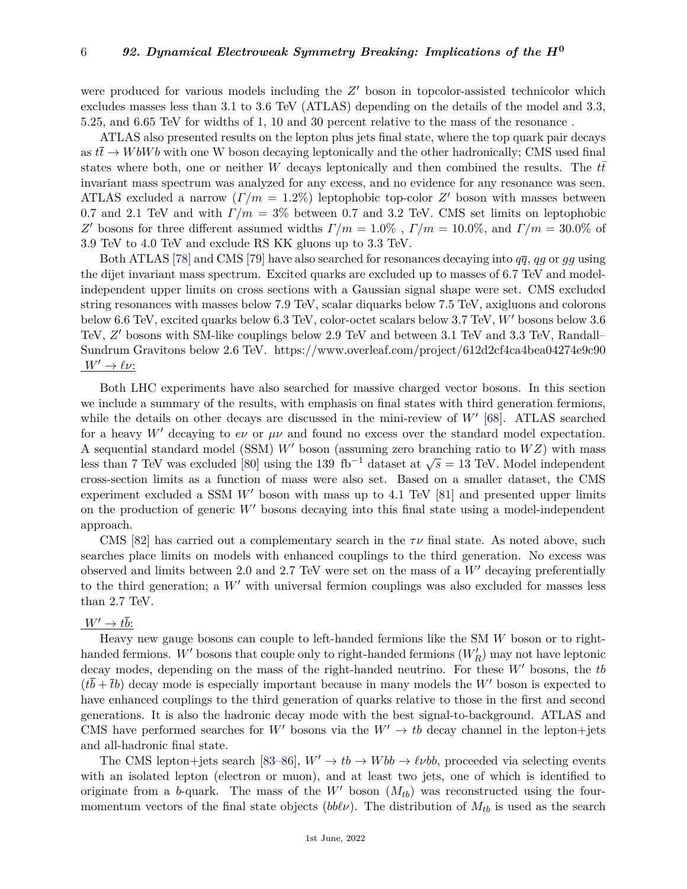were produced for various models including the $Z'$ boson in topcolor-assisted technicolor which excludes masses less than 3.1 to 3.6 TeV (ATLAS) depending on the details of the model and 3.3, 5.25, and 6.65 TeV for widths of 1, 10 and 30 percent relative to the mass of the resonance .

ATLAS also presented results on the lepton plus jets final state, where the top quark pair decays as $t\bar{t} \to WbWb$ with one W boson decaying leptonically and the other hadronically; CMS used final states where both, one or neither $W$ decays leptonically and then combined the results. The $t\bar{t}$ invariant mass spectrum was analyzed for any excess, and no evidence for any resonance was seen. ATLAS excluded a narrow ($\Gamma/m = 1.2\%$) leptophobic top-color $Z'$ boson with masses between 0.7 and 2.1 TeV and with $\Gamma/m = 3\%$ between 0.7 and 3.2 TeV. CMS set limits on leptophobic $Z'$ bosons for three different assumed widths $\Gamma/m = 1.0\%$ , $\Gamma/m = 10.0\%$, and $\Gamma/m = 30.0\%$ of 3.9 TeV to 4.0 TeV and exclude RS KK gluons up to 3.3 TeV.

Both ATLAS [78] and CMS [79] have also searched for resonances decaying into $q\bar{q}$, $qg$ or $gg$ using the dijet invariant mass spectrum. Excited quarks are excluded up to masses of 6.7 TeV and model-independent upper limits on cross sections with a Gaussian signal shape were set. CMS excluded string resonances with masses below 7.9 TeV, scalar diquarks below 7.5 TeV, axigluons and colorons below 6.6 TeV, excited quarks below 6.3 TeV, color-octet scalars below 3.7 TeV, $W'$ bosons below 3.6 TeV, $Z'$ bosons with SM-like couplings below 2.9 TeV and between 3.1 TeV and 3.3 TeV, Randall–Sundrum Gravitons below 2.6 TeV. https://www.overleaf.com/project/612d2cf4ca4bea04274e9c90

$W' \to \ell\nu$:

Both LHC experiments have also searched for massive charged vector bosons. In this section we include a summary of the results, with emphasis on final states with third generation fermions, while the details on other decays are discussed in the mini-review of $W'$ [68]. ATLAS searched for a heavy $W'$ decaying to $e\nu$ or $\mu\nu$ and found no excess over the standard model expectation. A sequential standard model (SSM) $W'$ boson (assuming zero branching ratio to $WZ$) with mass less than 7 TeV was excluded [80] using the 139 fb$^{-1}$ dataset at $\sqrt{s} = 13$ TeV. Model independent cross-section limits as a function of mass were also set. Based on a smaller dataset, the CMS experiment excluded a SSM $W'$ boson with mass up to 4.1 TeV [81] and presented upper limits on the production of generic $W'$ bosons decaying into this final state using a model-independent approach.

CMS [82] has carried out a complementary search in the $\tau\nu$ final state. As noted above, such searches place limits on models with enhanced couplings to the third generation. No excess was observed and limits between 2.0 and 2.7 TeV were set on the mass of a $W'$ decaying preferentially to the third generation; a $W'$ with universal fermion couplings was also excluded for masses less than 2.7 TeV.

$W' \to t\bar{b}$:

Heavy new gauge bosons can couple to left-handed fermions like the SM $W$ boson or to right-handed fermions. $W'$ bosons that couple only to right-handed fermions ($W'_R$) may not have leptonic decay modes, depending on the mass of the right-handed neutrino. For these $W'$ bosons, the $tb$ ($t\bar{b} + \bar{t}b$) decay mode is especially important because in many models the $W'$ boson is expected to have enhanced couplings to the third generation of quarks relative to those in the first and second generations. It is also the hadronic decay mode with the best signal-to-background. ATLAS and CMS have performed searches for $W'$ bosons via the $W' \to tb$ decay channel in the lepton+jets and all-hadronic final state.

The CMS lepton+jets search [83–86], $W' \to tb \to Wbb \to \ell\nu bb$, proceeded via selecting events with an isolated lepton (electron or muon), and at least two jets, one of which is identified to originate from a $b$-quark. The mass of the $W'$ boson ($M_{tb}$) was reconstructed using the four-momentum vectors of the final state objects ($bb\ell\nu$). The distribution of $M_{tb}$ is used as the search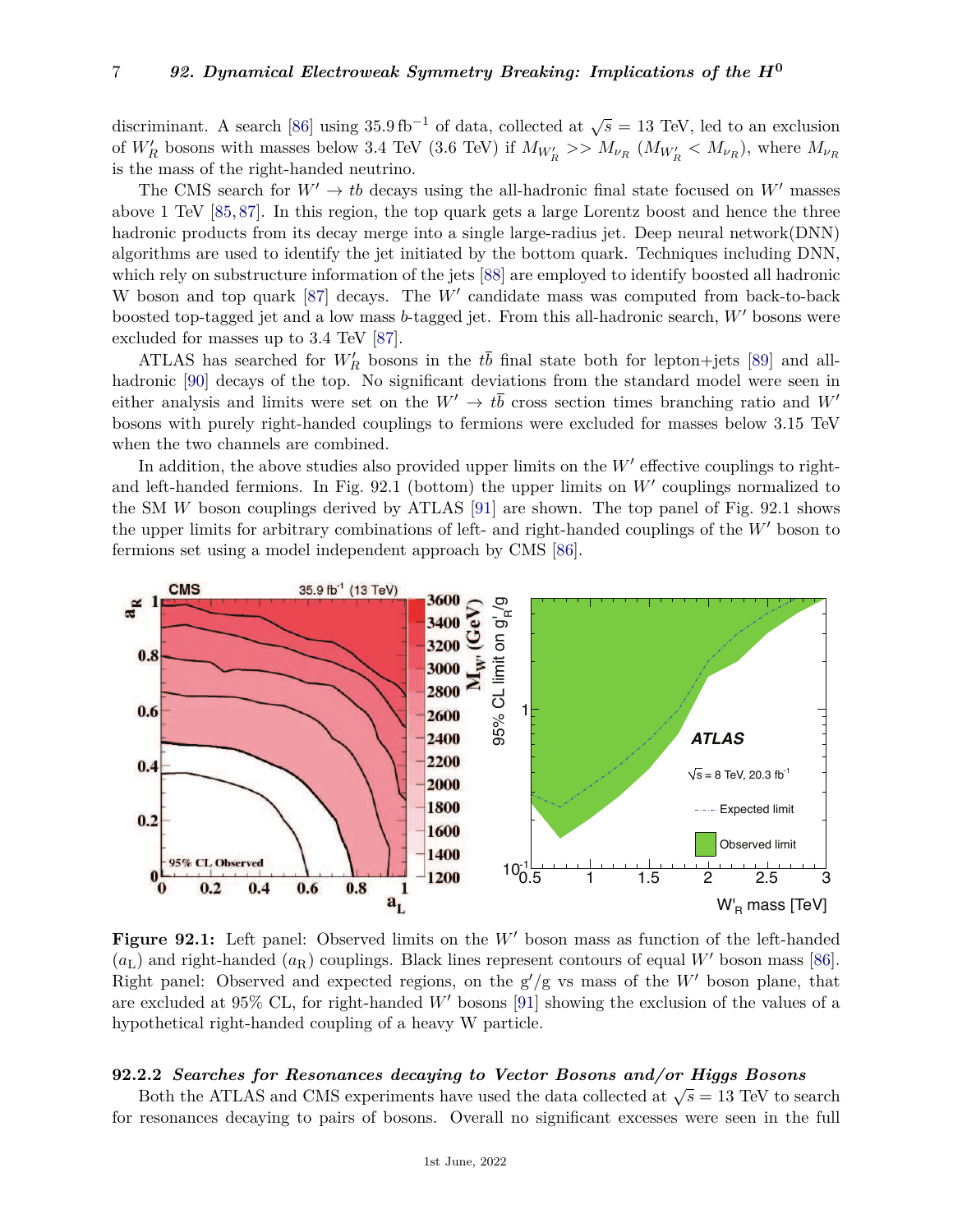discriminant. A search [86] using 35.9 fb$^{-1}$ of data, collected at $\sqrt{s} = 13$ TeV, led to an exclusion of $W'_R$ bosons with masses below 3.4 TeV (3.6 TeV) if $M_{W'_R} >> M_{\nu_R}$ ($M_{W'_R} < M_{\nu_R}$), where $M_{\nu_R}$ is the mass of the right-handed neutrino.

The CMS search for $W' \to tb$ decays using the all-hadronic final state focused on $W'$ masses above 1 TeV [85, 87]. In this region, the top quark gets a large Lorentz boost and hence the three hadronic products from its decay merge into a single large-radius jet. Deep neural network(DNN) algorithms are used to identify the jet initiated by the bottom quark. Techniques including DNN, which rely on substructure information of the jets [88] are employed to identify boosted all hadronic W boson and top quark [87] decays. The $W'$ candidate mass was computed from back-to-back boosted top-tagged jet and a low mass $b$-tagged jet. From this all-hadronic search, $W'$ bosons were excluded for masses up to 3.4 TeV [87].

ATLAS has searched for $W'_R$ bosons in the $t\bar{b}$ final state both for lepton+jets [89] and all-hadronic [90] decays of the top. No significant deviations from the standard model were seen in either analysis and limits were set on the $W' \to t\bar{b}$ cross section times branching ratio and $W'$ bosons with purely right-handed couplings to fermions were excluded for masses below 3.15 TeV when the two channels are combined.

In addition, the above studies also provided upper limits on the $W'$ effective couplings to right- and left-handed fermions. In Fig. 92.1 (bottom) the upper limits on $W'$ couplings normalized to the SM $W$ boson couplings derived by ATLAS [91] are shown. The top panel of Fig. 92.1 shows the upper limits for arbitrary combinations of left- and right-handed couplings of the $W'$ boson to fermions set using a model independent approach by CMS [86].

**Figure 92.1:** Left panel: Observed limits on the $W'$ boson mass as function of the left-handed ($a_L$) and right-handed ($a_R$) couplings. Black lines represent contours of equal $W'$ boson mass [86]. Right panel: Observed and expected regions, on the g$'$/g vs mass of the $W'$ boson plane, that are excluded at 95% CL, for right-handed $W'$ bosons [91] showing the exclusion of the values of a hypothetical right-handed coupling of a heavy W particle.

### 92.2.2 *Searches for Resonances decaying to Vector Bosons and/or Higgs Bosons*

Both the ATLAS and CMS experiments have used the data collected at $\sqrt{s} = 13$ TeV to search for resonances decaying to pairs of bosons. Overall no significant excesses were seen in the full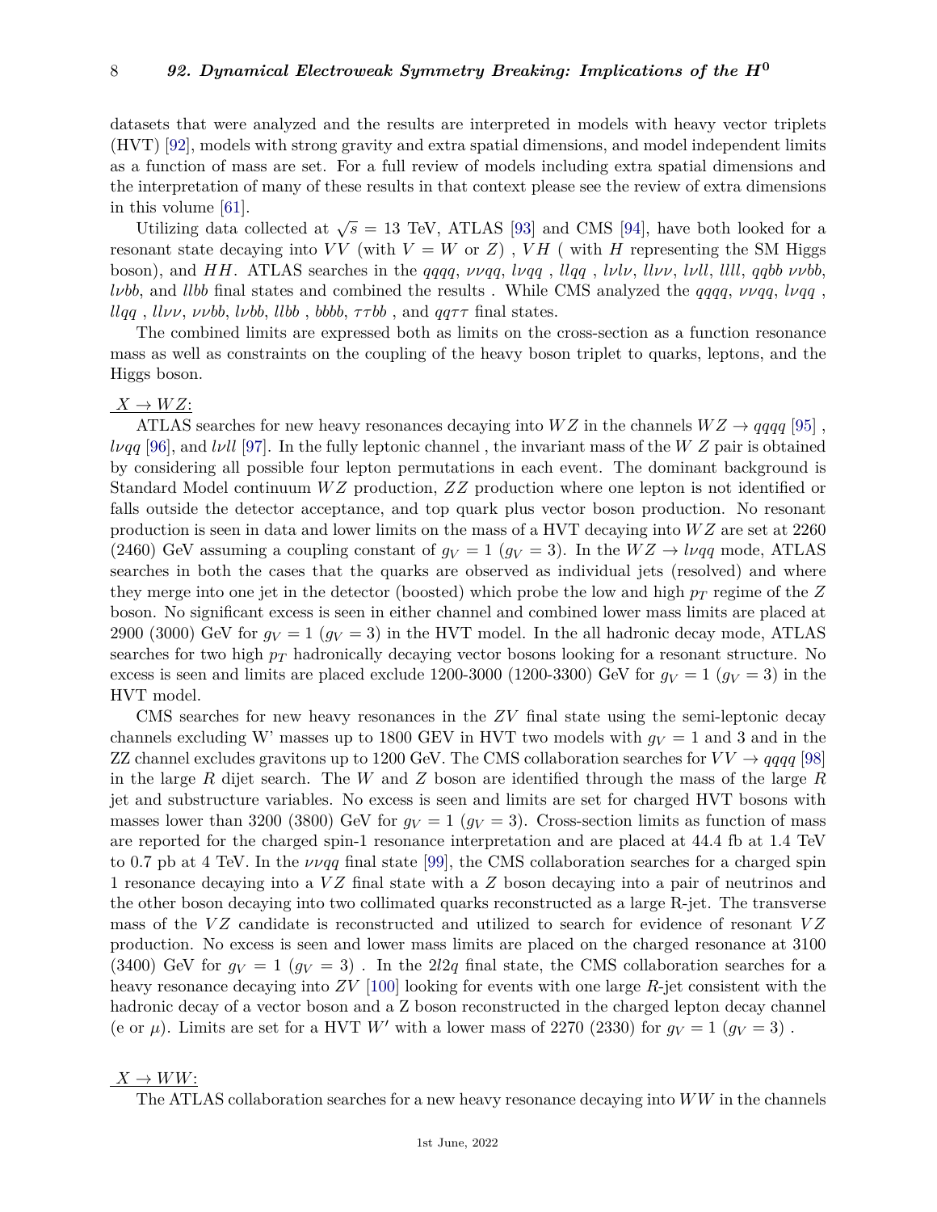datasets that were analyzed and the results are interpreted in models with heavy vector triplets (HVT) [92], models with strong gravity and extra spatial dimensions, and model independent limits as a function of mass are set. For a full review of models including extra spatial dimensions and the interpretation of many of these results in that context please see the review of extra dimensions in this volume [61].

Utilizing data collected at $\sqrt{s} = 13$ TeV, ATLAS [93] and CMS [94], have both looked for a resonant state decaying into $VV$ (with $V = W$ or $Z$) , $VH$ ( with $H$ representing the SM Higgs boson), and $HH$. ATLAS searches in the $qqqq$, $\nu\nu qq$, $l\nu qq$ , $llqq$ , $l\nu l\nu$, $ll\nu\nu$, $l\nu ll$, $llll$, $qqbb$ $\nu\nu bb$, $l\nu bb$, and $llbb$ final states and combined the results . While CMS analyzed the $qqqq$, $\nu\nu qq$, $l\nu qq$ , $llqq$ , $ll\nu\nu$, $\nu\nu bb$, $l\nu bb$, $llbb$ , $bbbb$, $\tau\tau bb$ , and $qq\tau\tau$ final states.

The combined limits are expressed both as limits on the cross-section as a function resonance mass as well as constraints on the coupling of the heavy boson triplet to quarks, leptons, and the Higgs boson.

<u>$X \rightarrow WZ$:</u>

ATLAS searches for new heavy resonances decaying into $WZ$ in the channels $WZ \rightarrow qqqq$ [95] , $l\nu qq$ [96], and $l\nu ll$ [97]. In the fully leptonic channel , the invariant mass of the $W$ $Z$ pair is obtained by considering all possible four lepton permutations in each event. The dominant background is Standard Model continuum $WZ$ production, $ZZ$ production where one lepton is not identified or falls outside the detector acceptance, and top quark plus vector boson production. No resonant production is seen in data and lower limits on the mass of a HVT decaying into $WZ$ are set at 2260 (2460) GeV assuming a coupling constant of $g_V = 1$ ($g_V = 3$). In the $WZ \rightarrow l\nu qq$ mode, ATLAS searches in both the cases that the quarks are observed as individual jets (resolved) and where they merge into one jet in the detector (boosted) which probe the low and high $p_T$ regime of the $Z$ boson. No significant excess is seen in either channel and combined lower mass limits are placed at 2900 (3000) GeV for $g_V = 1$ ($g_V = 3$) in the HVT model. In the all hadronic decay mode, ATLAS searches for two high $p_T$ hadronically decaying vector bosons looking for a resonant structure. No excess is seen and limits are placed exclude 1200-3000 (1200-3300) GeV for $g_V = 1$ ($g_V = 3$) in the HVT model.

CMS searches for new heavy resonances in the $ZV$ final state using the semi-leptonic decay channels excluding W' masses up to 1800 GEV in HVT two models with $g_V = 1$ and 3 and in the ZZ channel excludes gravitons up to 1200 GeV. The CMS collaboration searches for $VV \rightarrow qqqq$ [98] in the large $R$ dijet search. The $W$ and $Z$ boson are identified through the mass of the large $R$ jet and substructure variables. No excess is seen and limits are set for charged HVT bosons with masses lower than 3200 (3800) GeV for $g_V = 1$ ($g_V = 3$). Cross-section limits as function of mass are reported for the charged spin-1 resonance interpretation and are placed at 44.4 fb at 1.4 TeV to 0.7 pb at 4 TeV. In the $\nu\nu qq$ final state [99], the CMS collaboration searches for a charged spin 1 resonance decaying into a $VZ$ final state with a $Z$ boson decaying into a pair of neutrinos and the other boson decaying into two collimated quarks reconstructed as a large R-jet. The transverse mass of the $VZ$ candidate is reconstructed and utilized to search for evidence of resonant $VZ$ production. No excess is seen and lower mass limits are placed on the charged resonance at 3100 (3400) GeV for $g_V = 1$ ($g_V = 3$) . In the $2l2q$ final state, the CMS collaboration searches for a heavy resonance decaying into $ZV$ [100] looking for events with one large $R$-jet consistent with the hadronic decay of a vector boson and a Z boson reconstructed in the charged lepton decay channel (e or $\mu$). Limits are set for a HVT $W'$ with a lower mass of 2270 (2330) for $g_V = 1$ ($g_V = 3$) .

<u>$X \rightarrow WW$:</u>

The ATLAS collaboration searches for a new heavy resonance decaying into $WW$ in the channels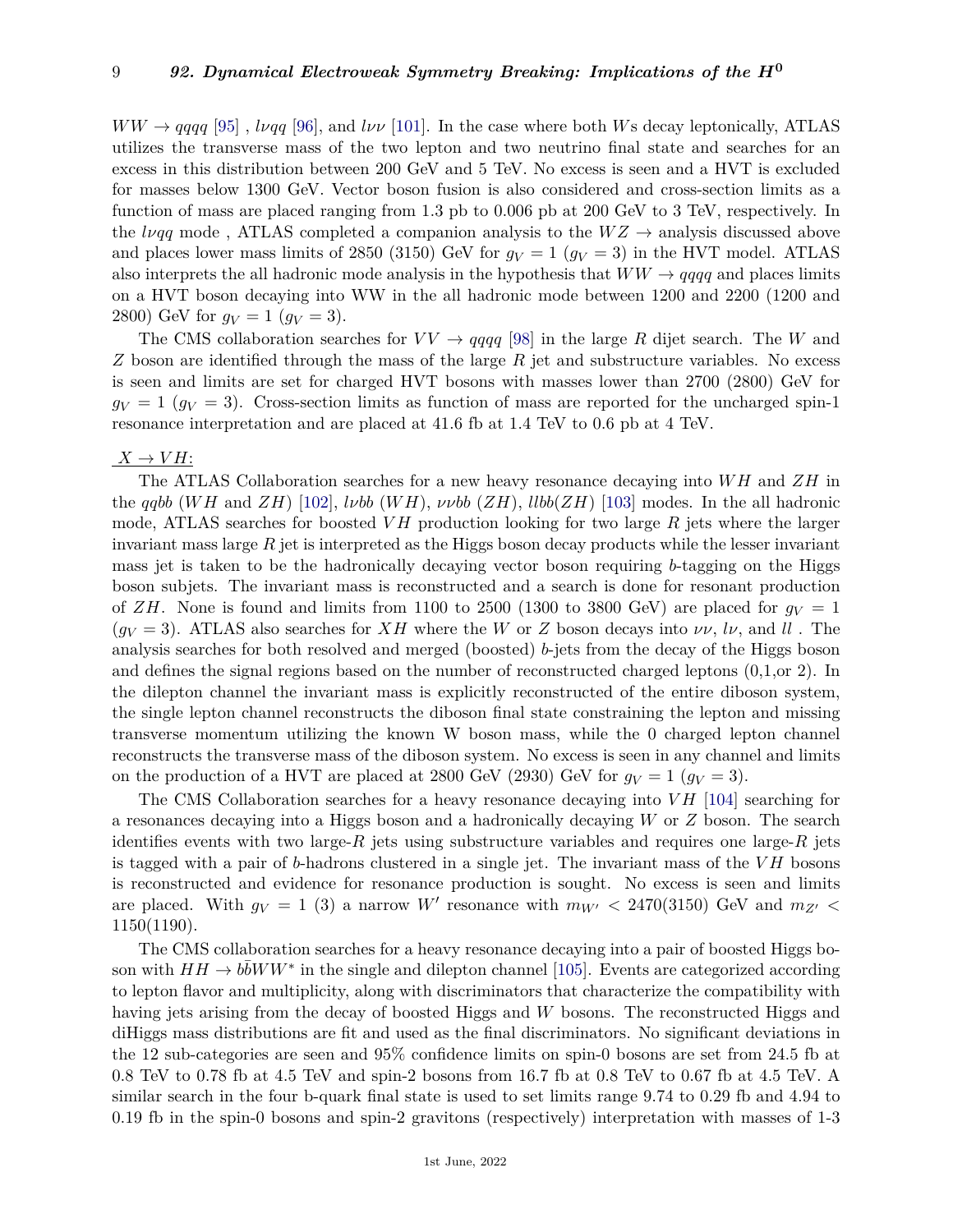$WW \to qqqq$ [95] , $l\nu qq$ [96], and $l\nu\nu$ [101]. In the case where both $W$s decay leptonically, ATLAS utilizes the transverse mass of the two lepton and two neutrino final state and searches for an excess in this distribution between 200 GeV and 5 TeV. No excess is seen and a HVT is excluded for masses below 1300 GeV. Vector boson fusion is also considered and cross-section limits as a function of mass are placed ranging from 1.3 pb to 0.006 pb at 200 GeV to 3 TeV, respectively. In the $l\nu qq$ mode , ATLAS completed a companion analysis to the $WZ \to$ analysis discussed above and places lower mass limits of 2850 (3150) GeV for $g_V = 1$ ($g_V = 3$) in the HVT model. ATLAS also interprets the all hadronic mode analysis in the hypothesis that $WW \to qqqq$ and places limits on a HVT boson decaying into WW in the all hadronic mode between 1200 and 2200 (1200 and 2800) GeV for $g_V = 1$ ($g_V = 3$).

The CMS collaboration searches for $VV \to qqqq$ [98] in the large $R$ dijet search. The $W$ and $Z$ boson are identified through the mass of the large $R$ jet and substructure variables. No excess is seen and limits are set for charged HVT bosons with masses lower than 2700 (2800) GeV for $g_V = 1$ ($g_V = 3$). Cross-section limits as function of mass are reported for the uncharged spin-1 resonance interpretation and are placed at 41.6 fb at 1.4 TeV to 0.6 pb at 4 TeV.

$X \to VH$:

The ATLAS Collaboration searches for a new heavy resonance decaying into $WH$ and $ZH$ in the $qqbb$ ($WH$ and $ZH$) [102], $l\nu bb$ ($WH$), $\nu\nu bb$ ($ZH$), $llbb(ZH)$ [103] modes. In the all hadronic mode, ATLAS searches for boosted $VH$ production looking for two large $R$ jets where the larger invariant mass large $R$ jet is interpreted as the Higgs boson decay products while the lesser invariant mass jet is taken to be the hadronically decaying vector boson requiring $b$-tagging on the Higgs boson subjets. The invariant mass is reconstructed and a search is done for resonant production of $ZH$. None is found and limits from 1100 to 2500 (1300 to 3800 GeV) are placed for $g_V = 1$ ($g_V = 3$). ATLAS also searches for $XH$ where the $W$ or $Z$ boson decays into $\nu\nu$, $l\nu$, and $ll$ . The analysis searches for both resolved and merged (boosted) $b$-jets from the decay of the Higgs boson and defines the signal regions based on the number of reconstructed charged leptons (0,1,or 2). In the dilepton channel the invariant mass is explicitly reconstructed of the entire diboson system, the single lepton channel reconstructs the diboson final state constraining the lepton and missing transverse momentum utilizing the known W boson mass, while the 0 charged lepton channel reconstructs the transverse mass of the diboson system. No excess is seen in any channel and limits on the production of a HVT are placed at 2800 GeV (2930) GeV for $g_V = 1$ ($g_V = 3$).

The CMS Collaboration searches for a heavy resonance decaying into $VH$ [104] searching for a resonances decaying into a Higgs boson and a hadronically decaying $W$ or $Z$ boson. The search identifies events with two large-$R$ jets using substructure variables and requires one large-$R$ jets is tagged with a pair of $b$-hadrons clustered in a single jet. The invariant mass of the $VH$ bosons is reconstructed and evidence for resonance production is sought. No excess is seen and limits are placed. With $g_V = 1$ (3) a narrow $W'$ resonance with $m_{W'} < 2470(3150)$ GeV and $m_{Z'} < 1150(1190)$.

The CMS collaboration searches for a heavy resonance decaying into a pair of boosted Higgs boson with $HH \to b\bar{b}WW^*$ in the single and dilepton channel [105]. Events are categorized according to lepton flavor and multiplicity, along with discriminators that characterize the compatibility with having jets arising from the decay of boosted Higgs and $W$ bosons. The reconstructed Higgs and diHiggs mass distributions are fit and used as the final discriminators. No significant deviations in the 12 sub-categories are seen and 95% confidence limits on spin-0 bosons are set from 24.5 fb at 0.8 TeV to 0.78 fb at 4.5 TeV and spin-2 bosons from 16.7 fb at 0.8 TeV to 0.67 fb at 4.5 TeV. A similar search in the four b-quark final state is used to set limits range 9.74 to 0.29 fb and 4.94 to 0.19 fb in the spin-0 bosons and spin-2 gravitons (respectively) interpretation with masses of 1-3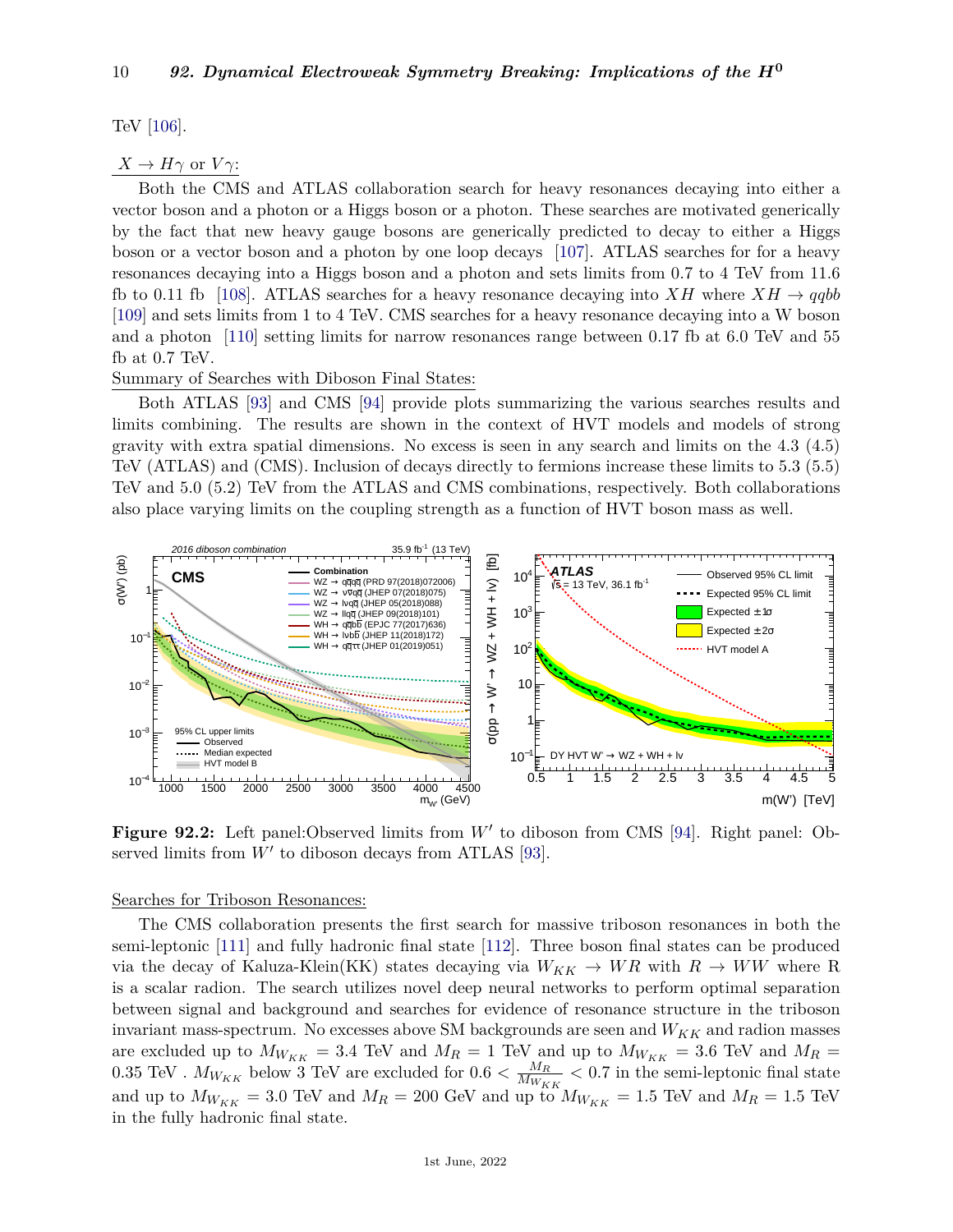TeV [106].

$X \to H\gamma$ or $V\gamma$:

Both the CMS and ATLAS collaboration search for heavy resonances decaying into either a vector boson and a photon or a Higgs boson or a photon. These searches are motivated generically by the fact that new heavy gauge bosons are generically predicted to decay to either a Higgs boson or a vector boson and a photon by one loop decays [107]. ATLAS searches for for a heavy resonances decaying into a Higgs boson and a photon and sets limits from 0.7 to 4 TeV from 11.6 fb to 0.11 fb [108]. ATLAS searches for a heavy resonance decaying into $XH$ where $XH \to qqbb$ [109] and sets limits from 1 to 4 TeV. CMS searches for a heavy resonance decaying into a W boson and a photon [110] setting limits for narrow resonances range between 0.17 fb at 6.0 TeV and 55 fb at 0.7 TeV.

Summary of Searches with Diboson Final States:

Both ATLAS [93] and CMS [94] provide plots summarizing the various searches results and limits combining. The results are shown in the context of HVT models and models of strong gravity with extra spatial dimensions. No excess is seen in any search and limits on the 4.3 (4.5) TeV (ATLAS) and (CMS). Inclusion of decays directly to fermions increase these limits to 5.3 (5.5) TeV and 5.0 (5.2) TeV from the ATLAS and CMS combinations, respectively. Both collaborations also place varying limits on the coupling strength as a function of HVT boson mass as well.

**Figure 92.2:** Left panel:Observed limits from $W'$ to diboson from CMS [94]. Right panel: Observed limits from $W'$ to diboson decays from ATLAS [93].

Searches for Triboson Resonances:

The CMS collaboration presents the first search for massive triboson resonances in both the semi-leptonic [111] and fully hadronic final state [112]. Three boson final states can be produced via the decay of Kaluza-Klein(KK) states decaying via $W_{KK} \to WR$ with $R \to WW$ where R is a scalar radion. The search utilizes novel deep neural networks to perform optimal separation between signal and background and searches for evidence of resonance structure in the triboson invariant mass-spectrum. No excesses above SM backgrounds are seen and $W_{KK}$ and radion masses are excluded up to $M_{W_{KK}} = 3.4$ TeV and $M_R = 1$ TeV and up to $M_{W_{KK}} = 3.6$ TeV and $M_R = 0.35$ TeV . $M_{W_{KK}}$ below 3 TeV are excluded for $0.6 < \frac{M_R}{M_{W_{KK}}} < 0.7$ in the semi-leptonic final state and up to $M_{W_{KK}} = 3.0$ TeV and $M_R = 200$ GeV and up to $M_{W_{KK}} = 1.5$ TeV and $M_R = 1.5$ TeV in the fully hadronic final state.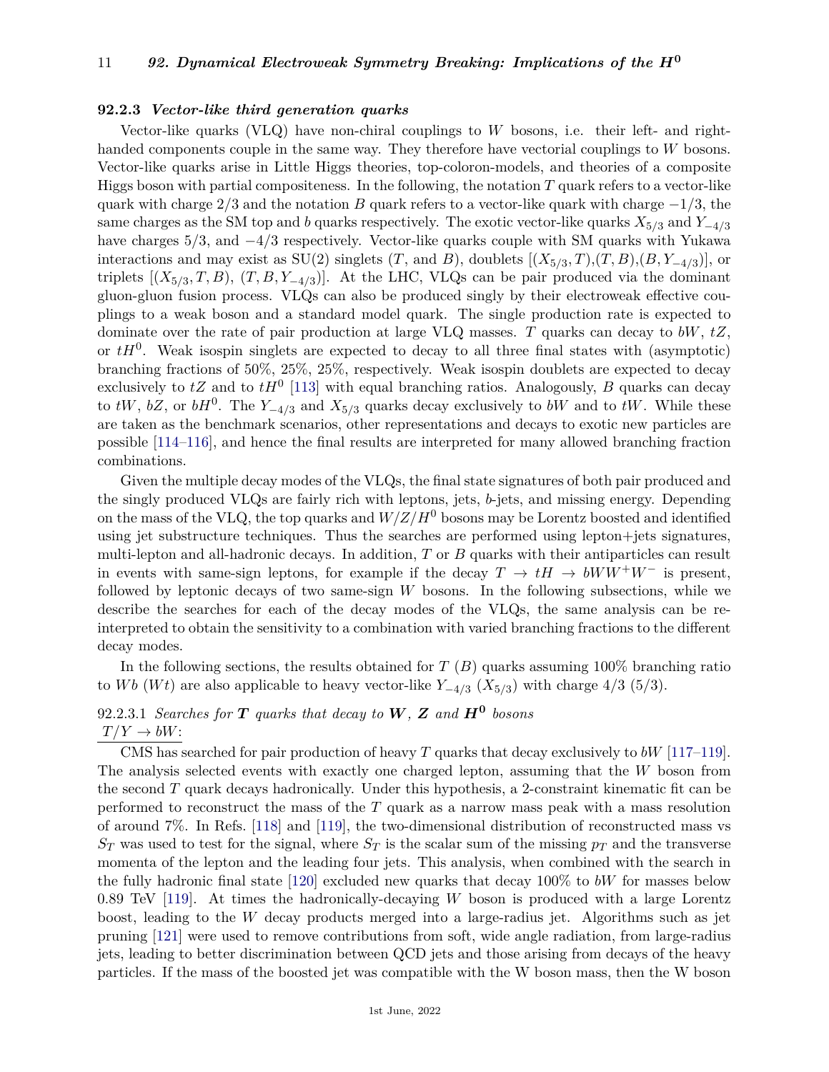### 92.2.3 *Vector-like third generation quarks*

Vector-like quarks (VLQ) have non-chiral couplings to $W$ bosons, i.e. their left- and right-handed components couple in the same way. They therefore have vectorial couplings to $W$ bosons. Vector-like quarks arise in Little Higgs theories, top-coloron-models, and theories of a composite Higgs boson with partial compositeness. In the following, the notation $T$ quark refers to a vector-like quark with charge $2/3$ and the notation $B$ quark refers to a vector-like quark with charge $-1/3$, the same charges as the SM top and $b$ quarks respectively. The exotic vector-like quarks $X_{5/3}$ and $Y_{-4/3}$ have charges $5/3$, and $-4/3$ respectively. Vector-like quarks couple with SM quarks with Yukawa interactions and may exist as SU(2) singlets ($T$, and $B$), doublets [$(X_{5/3}, T)$,$(T, B)$,$(B, Y_{-4/3})$], or triplets [$(X_{5/3}, T, B)$, $(T, B, Y_{-4/3})$]. At the LHC, VLQs can be pair produced via the dominant gluon-gluon fusion process. VLQs can also be produced singly by their electroweak effective couplings to a weak boson and a standard model quark. The single production rate is expected to dominate over the rate of pair production at large VLQ masses. $T$ quarks can decay to $bW$, $tZ$, or $tH^0$. Weak isospin singlets are expected to decay to all three final states with (asymptotic) branching fractions of 50%, 25%, 25%, respectively. Weak isospin doublets are expected to decay exclusively to $tZ$ and to $tH^0$ [113] with equal branching ratios. Analogously, $B$ quarks can decay to $tW$, $bZ$, or $bH^0$. The $Y_{-4/3}$ and $X_{5/3}$ quarks decay exclusively to $bW$ and to $tW$. While these are taken as the benchmark scenarios, other representations and decays to exotic new particles are possible [114–116], and hence the final results are interpreted for many allowed branching fraction combinations.

Given the multiple decay modes of the VLQs, the final state signatures of both pair produced and the singly produced VLQs are fairly rich with leptons, jets, $b$-jets, and missing energy. Depending on the mass of the VLQ, the top quarks and $W/Z/H^0$ bosons may be Lorentz boosted and identified using jet substructure techniques. Thus the searches are performed using lepton+jets signatures, multi-lepton and all-hadronic decays. In addition, $T$ or $B$ quarks with their antiparticles can result in events with same-sign leptons, for example if the decay $T \to tH \to bWW^+W^-$ is present, followed by leptonic decays of two same-sign $W$ bosons. In the following subsections, while we describe the searches for each of the decay modes of the VLQs, the same analysis can be re-interpreted to obtain the sensitivity to a combination with varied branching fractions to the different decay modes.

In the following sections, the results obtained for $T$ ($B$) quarks assuming 100% branching ratio to $Wb$ ($Wt$) are also applicable to heavy vector-like $Y_{-4/3}$ ($X_{5/3}$) with charge 4/3 (5/3).

#### 92.2.3.1 *Searches for* $\boldsymbol{T}$ *quarks that decay to* $\boldsymbol{W}$*,* $\boldsymbol{Z}$ *and* $\boldsymbol{H^0}$ *bosons*

$T/Y \to bW$:

CMS has searched for pair production of heavy $T$ quarks that decay exclusively to $bW$ [117–119]. The analysis selected events with exactly one charged lepton, assuming that the $W$ boson from the second $T$ quark decays hadronically. Under this hypothesis, a 2-constraint kinematic fit can be performed to reconstruct the mass of the $T$ quark as a narrow mass peak with a mass resolution of around 7%. In Refs. [118] and [119], the two-dimensional distribution of reconstructed mass vs $S_T$ was used to test for the signal, where $S_T$ is the scalar sum of the missing $p_T$ and the transverse momenta of the lepton and the leading four jets. This analysis, when combined with the search in the fully hadronic final state [120] excluded new quarks that decay 100% to $bW$ for masses below 0.89 TeV [119]. At times the hadronically-decaying $W$ boson is produced with a large Lorentz boost, leading to the $W$ decay products merged into a large-radius jet. Algorithms such as jet pruning [121] were used to remove contributions from soft, wide angle radiation, from large-radius jets, leading to better discrimination between QCD jets and those arising from decays of the heavy particles. If the mass of the boosted jet was compatible with the W boson mass, then the W boson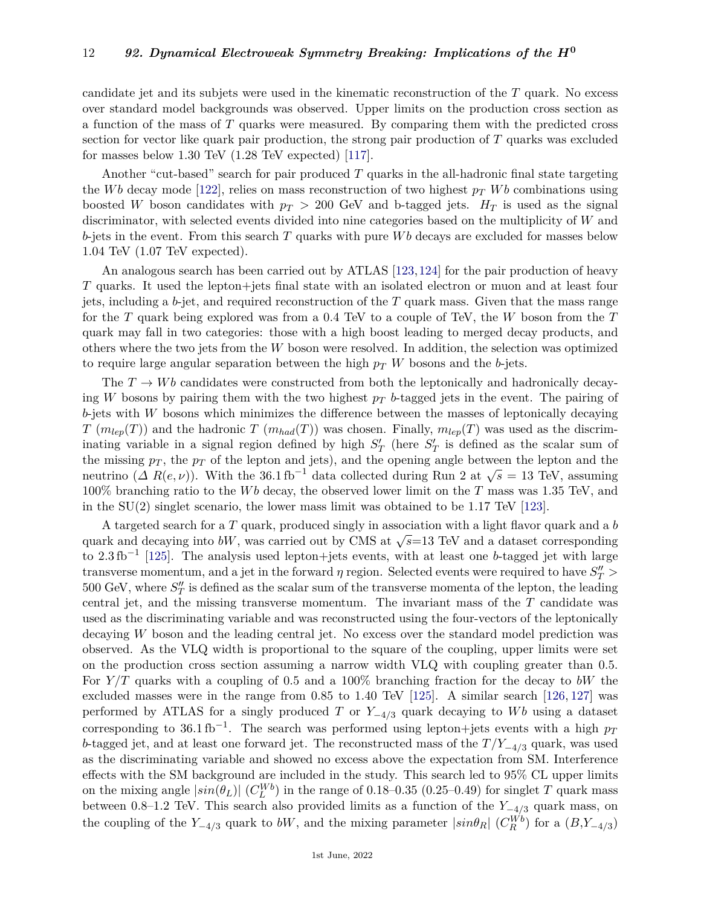candidate jet and its subjets were used in the kinematic reconstruction of the $T$ quark. No excess over standard model backgrounds was observed. Upper limits on the production cross section as a function of the mass of $T$ quarks were measured. By comparing them with the predicted cross section for vector like quark pair production, the strong pair production of $T$ quarks was excluded for masses below 1.30 TeV (1.28 TeV expected) [117].

Another "cut-based" search for pair produced $T$ quarks in the all-hadronic final state targeting the $Wb$ decay mode [122], relies on mass reconstruction of two highest $p_T$ $Wb$ combinations using boosted $W$ boson candidates with $p_T > 200$ GeV and b-tagged jets. $H_T$ is used as the signal discriminator, with selected events divided into nine categories based on the multiplicity of $W$ and $b$-jets in the event. From this search $T$ quarks with pure $Wb$ decays are excluded for masses below 1.04 TeV (1.07 TeV expected).

An analogous search has been carried out by ATLAS [123, 124] for the pair production of heavy $T$ quarks. It used the lepton+jets final state with an isolated electron or muon and at least four jets, including a $b$-jet, and required reconstruction of the $T$ quark mass. Given that the mass range for the $T$ quark being explored was from a 0.4 TeV to a couple of TeV, the $W$ boson from the $T$ quark may fall in two categories: those with a high boost leading to merged decay products, and others where the two jets from the $W$ boson were resolved. In addition, the selection was optimized to require large angular separation between the high $p_T$ $W$ bosons and the $b$-jets.

The $T \to Wb$ candidates were constructed from both the leptonically and hadronically decaying $W$ bosons by pairing them with the two highest $p_T$ $b$-tagged jets in the event. The pairing of $b$-jets with $W$ bosons which minimizes the difference between the masses of leptonically decaying $T$ ($m_{lep}(T)$) and the hadronic $T$ ($m_{had}(T)$) was chosen. Finally, $m_{lep}(T)$ was used as the discriminating variable in a signal region defined by high $S'_T$ (here $S'_T$ is defined as the scalar sum of the missing $p_T$, the $p_T$ of the lepton and jets), and the opening angle between the lepton and the neutrino ($\Delta\ R(e, \nu)$). With the 36.1 fb$^{-1}$ data collected during Run 2 at $\sqrt{s} = 13$ TeV, assuming 100% branching ratio to the $Wb$ decay, the observed lower limit on the $T$ mass was 1.35 TeV, and in the SU(2) singlet scenario, the lower mass limit was obtained to be 1.17 TeV [123].

A targeted search for a $T$ quark, produced singly in association with a light flavor quark and a $b$ quark and decaying into $bW$, was carried out by CMS at $\sqrt{s}$=13 TeV and a dataset corresponding to 2.3 fb$^{-1}$ [125]. The analysis used lepton+jets events, with at least one $b$-tagged jet with large transverse momentum, and a jet in the forward $\eta$ region. Selected events were required to have $S''_T >$ 500 GeV, where $S''_T$ is defined as the scalar sum of the transverse momenta of the lepton, the leading central jet, and the missing transverse momentum. The invariant mass of the $T$ candidate was used as the discriminating variable and was reconstructed using the four-vectors of the leptonically decaying $W$ boson and the leading central jet. No excess over the standard model prediction was observed. As the VLQ width is proportional to the square of the coupling, upper limits were set on the production cross section assuming a narrow width VLQ with coupling greater than 0.5. For $Y/T$ quarks with a coupling of 0.5 and a 100% branching fraction for the decay to $bW$ the excluded masses were in the range from 0.85 to 1.40 TeV [125]. A similar search [126, 127] was performed by ATLAS for a singly produced $T$ or $Y_{-4/3}$ quark decaying to $Wb$ using a dataset corresponding to 36.1 fb$^{-1}$. The search was performed using lepton+jets events with a high $p_T$ $b$-tagged jet, and at least one forward jet. The reconstructed mass of the $T/Y_{-4/3}$ quark, was used as the discriminating variable and showed no excess above the expectation from SM. Interference effects with the SM background are included in the study. This search led to 95% CL upper limits on the mixing angle $|sin(\theta_L)|$ ($C_L^{Wb}$) in the range of 0.18–0.35 (0.25–0.49) for singlet $T$ quark mass between 0.8–1.2 TeV. This search also provided limits as a function of the $Y_{-4/3}$ quark mass, on the coupling of the $Y_{-4/3}$ quark to $bW$, and the mixing parameter $|sin\theta_R|$ ($C_R^{Wb}$) for a ($B$,$Y_{-4/3}$)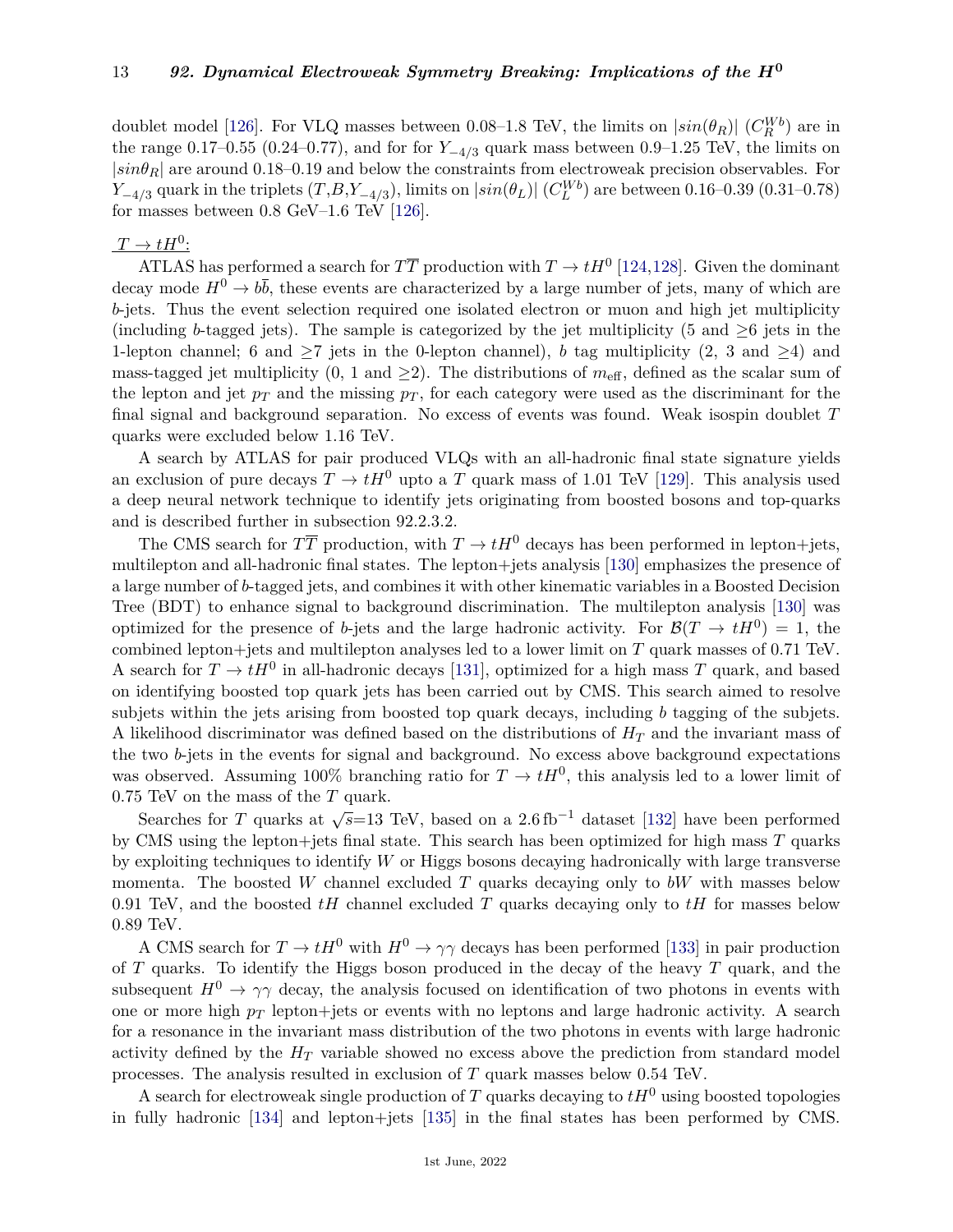doublet model [126]. For VLQ masses between 0.08–1.8 TeV, the limits on $|sin(\theta_R)|$ ($C_R^{Wb}$) are in the range 0.17–0.55 (0.24–0.77), and for for $Y_{-4/3}$ quark mass between 0.9–1.25 TeV, the limits on $|sin\theta_R|$ are around 0.18–0.19 and below the constraints from electroweak precision observables. For $Y_{-4/3}$ quark in the triplets ($T$,$B$,$Y_{-4/3}$), limits on $|sin(\theta_L)|$ ($C_L^{Wb}$) are between 0.16–0.39 (0.31–0.78) for masses between 0.8 GeV–1.6 TeV [126].

$T \to tH^0$:

ATLAS has performed a search for $T\overline{T}$ production with $T \to tH^0$ [124,128]. Given the dominant decay mode $H^0 \to b\bar{b}$, these events are characterized by a large number of jets, many of which are $b$-jets. Thus the event selection required one isolated electron or muon and high jet multiplicity (including $b$-tagged jets). The sample is categorized by the jet multiplicity (5 and $\geq$6 jets in the 1-lepton channel; 6 and $\geq$7 jets in the 0-lepton channel), $b$ tag multiplicity (2, 3 and $\geq$4) and mass-tagged jet multiplicity (0, 1 and $\geq$2). The distributions of $m_{\rm eff}$, defined as the scalar sum of the lepton and jet $p_T$ and the missing $p_T$, for each category were used as the discriminant for the final signal and background separation. No excess of events was found. Weak isospin doublet $T$ quarks were excluded below 1.16 TeV.

A search by ATLAS for pair produced VLQs with an all-hadronic final state signature yields an exclusion of pure decays $T \to tH^0$ upto a $T$ quark mass of 1.01 TeV [129]. This analysis used a deep neural network technique to identify jets originating from boosted bosons and top-quarks and is described further in subsection 92.2.3.2.

The CMS search for $T\overline{T}$ production, with $T \to tH^0$ decays has been performed in lepton+jets, multilepton and all-hadronic final states. The lepton+jets analysis [130] emphasizes the presence of a large number of $b$-tagged jets, and combines it with other kinematic variables in a Boosted Decision Tree (BDT) to enhance signal to background discrimination. The multilepton analysis [130] was optimized for the presence of $b$-jets and the large hadronic activity. For $\mathcal{B}(T \to tH^0) = 1$, the combined lepton+jets and multilepton analyses led to a lower limit on $T$ quark masses of 0.71 TeV. A search for $T \to tH^0$ in all-hadronic decays [131], optimized for a high mass $T$ quark, and based on identifying boosted top quark jets has been carried out by CMS. This search aimed to resolve subjets within the jets arising from boosted top quark decays, including $b$ tagging of the subjets. A likelihood discriminator was defined based on the distributions of $H_T$ and the invariant mass of the two $b$-jets in the events for signal and background. No excess above background expectations was observed. Assuming 100% branching ratio for $T \to tH^0$, this analysis led to a lower limit of 0.75 TeV on the mass of the $T$ quark.

Searches for $T$ quarks at $\sqrt{s}$=13 TeV, based on a 2.6 $\mathrm{fb}^{-1}$ dataset [132] have been performed by CMS using the lepton+jets final state. This search has been optimized for high mass $T$ quarks by exploiting techniques to identify $W$ or Higgs bosons decaying hadronically with large transverse momenta. The boosted $W$ channel excluded $T$ quarks decaying only to $bW$ with masses below 0.91 TeV, and the boosted $tH$ channel excluded $T$ quarks decaying only to $tH$ for masses below 0.89 TeV.

A CMS search for $T \to tH^0$ with $H^0 \to \gamma\gamma$ decays has been performed [133] in pair production of $T$ quarks. To identify the Higgs boson produced in the decay of the heavy $T$ quark, and the subsequent $H^0 \to \gamma\gamma$ decay, the analysis focused on identification of two photons in events with one or more high $p_T$ lepton+jets or events with no leptons and large hadronic activity. A search for a resonance in the invariant mass distribution of the two photons in events with large hadronic activity defined by the $H_T$ variable showed no excess above the prediction from standard model processes. The analysis resulted in exclusion of $T$ quark masses below 0.54 TeV.

A search for electroweak single production of $T$ quarks decaying to $tH^0$ using boosted topologies in fully hadronic [134] and lepton+jets [135] in the final states has been performed by CMS.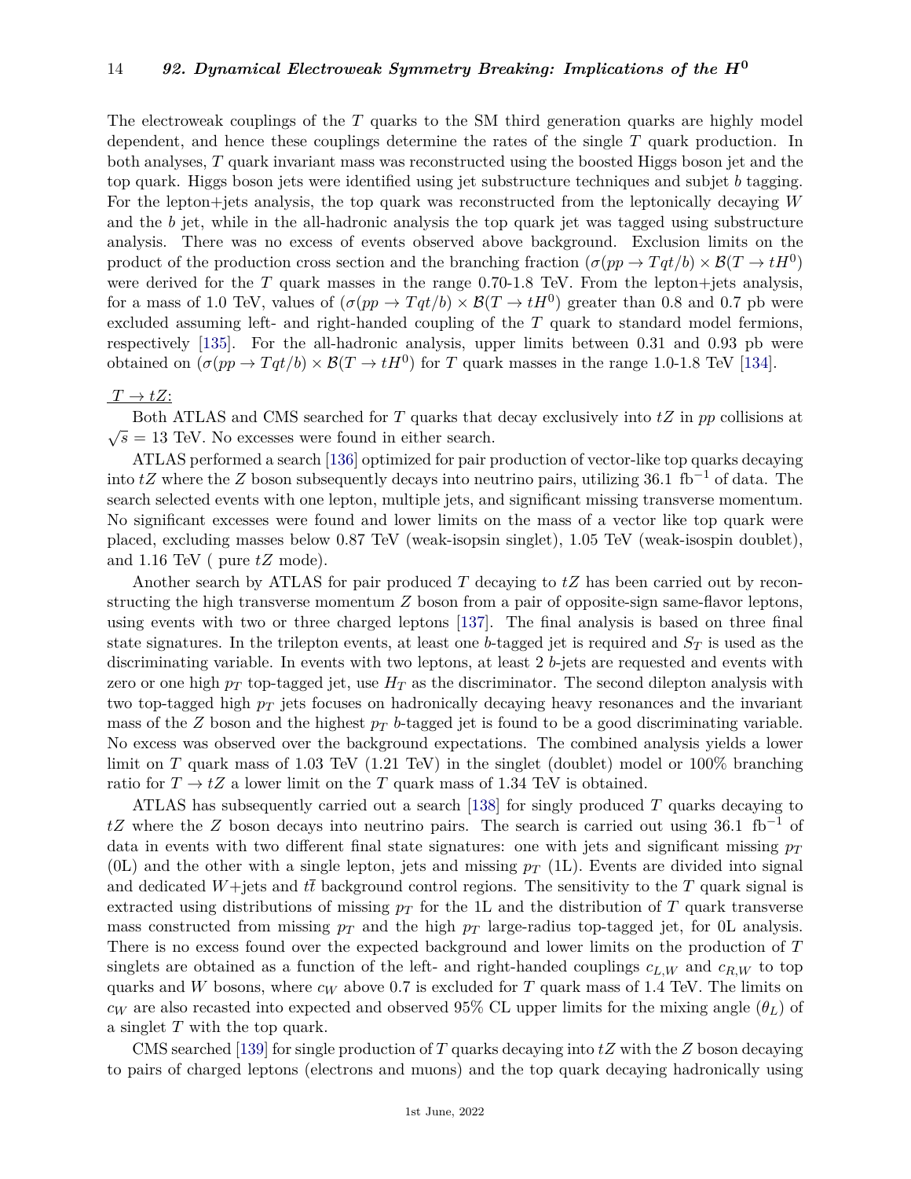The electroweak couplings of the $T$ quarks to the SM third generation quarks are highly model dependent, and hence these couplings determine the rates of the single $T$ quark production. In both analyses, $T$ quark invariant mass was reconstructed using the boosted Higgs boson jet and the top quark. Higgs boson jets were identified using jet substructure techniques and subjet $b$ tagging. For the lepton+jets analysis, the top quark was reconstructed from the leptonically decaying $W$ and the $b$ jet, while in the all-hadronic analysis the top quark jet was tagged using substructure analysis. There was no excess of events observed above background. Exclusion limits on the product of the production cross section and the branching fraction $(\sigma(pp \to Tqt/b) \times \mathcal{B}(T \to tH^0)$ were derived for the $T$ quark masses in the range 0.70-1.8 TeV. From the lepton+jets analysis, for a mass of 1.0 TeV, values of $(\sigma(pp \to Tqt/b) \times \mathcal{B}(T \to tH^0)$ greater than 0.8 and 0.7 pb were excluded assuming left- and right-handed coupling of the $T$ quark to standard model fermions, respectively [135]. For the all-hadronic analysis, upper limits between 0.31 and 0.93 pb were obtained on $(\sigma(pp \to Tqt/b) \times \mathcal{B}(T \to tH^0)$ for $T$ quark masses in the range 1.0-1.8 TeV [134].

$T \to tZ$:

Both ATLAS and CMS searched for $T$ quarks that decay exclusively into $tZ$ in $pp$ collisions at $\sqrt{s} = 13$ TeV. No excesses were found in either search.

ATLAS performed a search [136] optimized for pair production of vector-like top quarks decaying into $tZ$ where the $Z$ boson subsequently decays into neutrino pairs, utilizing 36.1 fb$^{-1}$ of data. The search selected events with one lepton, multiple jets, and significant missing transverse momentum. No significant excesses were found and lower limits on the mass of a vector like top quark were placed, excluding masses below 0.87 TeV (weak-isopsin singlet), 1.05 TeV (weak-isospin doublet), and 1.16 TeV ( pure $tZ$ mode).

Another search by ATLAS for pair produced $T$ decaying to $tZ$ has been carried out by reconstructing the high transverse momentum $Z$ boson from a pair of opposite-sign same-flavor leptons, using events with two or three charged leptons [137]. The final analysis is based on three final state signatures. In the trilepton events, at least one $b$-tagged jet is required and $S_T$ is used as the discriminating variable. In events with two leptons, at least 2 $b$-jets are requested and events with zero or one high $p_T$ top-tagged jet, use $H_T$ as the discriminator. The second dilepton analysis with two top-tagged high $p_T$ jets focuses on hadronically decaying heavy resonances and the invariant mass of the $Z$ boson and the highest $p_T$ $b$-tagged jet is found to be a good discriminating variable. No excess was observed over the background expectations. The combined analysis yields a lower limit on $T$ quark mass of 1.03 TeV (1.21 TeV) in the singlet (doublet) model or 100% branching ratio for $T \to tZ$ a lower limit on the $T$ quark mass of 1.34 TeV is obtained.

ATLAS has subsequently carried out a search [138] for singly produced $T$ quarks decaying to $tZ$ where the $Z$ boson decays into neutrino pairs. The search is carried out using 36.1 fb$^{-1}$ of data in events with two different final state signatures: one with jets and significant missing $p_T$ (0L) and the other with a single lepton, jets and missing $p_T$ (1L). Events are divided into signal and dedicated $W$+jets and $t\bar{t}$ background control regions. The sensitivity to the $T$ quark signal is extracted using distributions of missing $p_T$ for the 1L and the distribution of $T$ quark transverse mass constructed from missing $p_T$ and the high $p_T$ large-radius top-tagged jet, for 0L analysis. There is no excess found over the expected background and lower limits on the production of $T$ singlets are obtained as a function of the left- and right-handed couplings $c_{L,W}$ and $c_{R,W}$ to top quarks and $W$ bosons, where $c_W$ above 0.7 is excluded for $T$ quark mass of 1.4 TeV. The limits on $c_W$ are also recasted into expected and observed 95% CL upper limits for the mixing angle ($\theta_L$) of a singlet $T$ with the top quark.

CMS searched [139] for single production of $T$ quarks decaying into $tZ$ with the $Z$ boson decaying to pairs of charged leptons (electrons and muons) and the top quark decaying hadronically using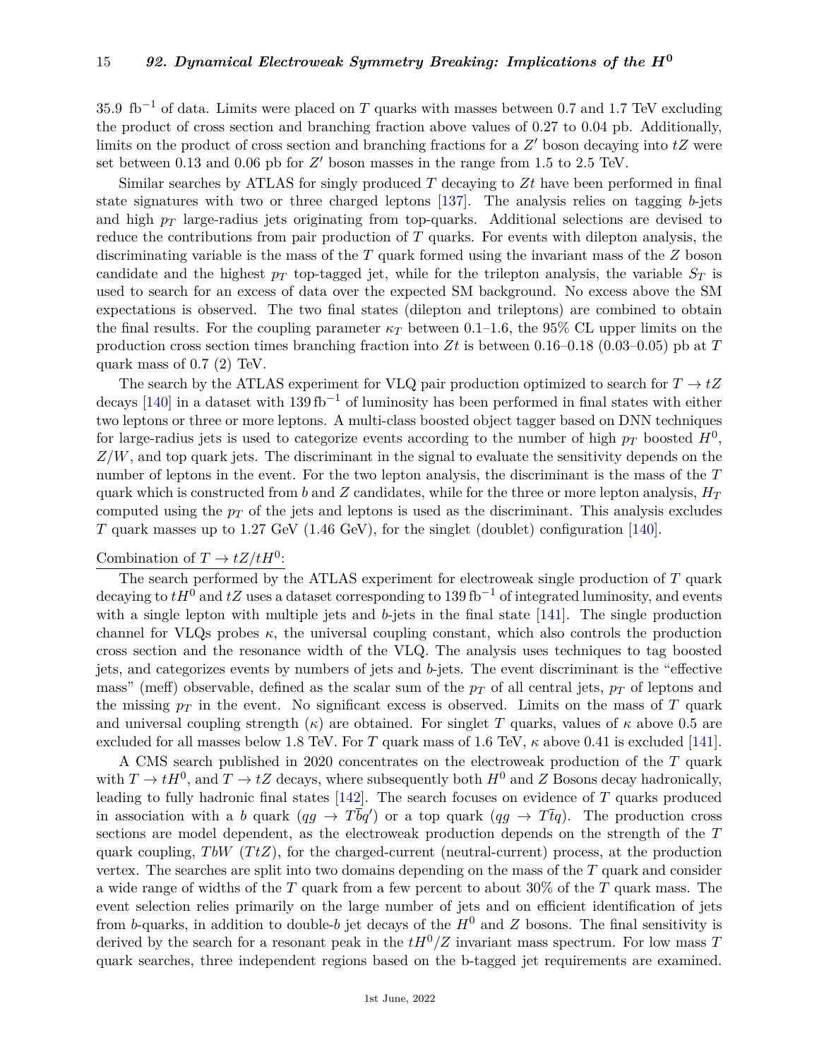35.9 fb$^{-1}$ of data. Limits were placed on $T$ quarks with masses between 0.7 and 1.7 TeV excluding the product of cross section and branching fraction above values of 0.27 to 0.04 pb. Additionally, limits on the product of cross section and branching fractions for a $Z'$ boson decaying into $tZ$ were set between 0.13 and 0.06 pb for $Z'$ boson masses in the range from 1.5 to 2.5 TeV.

Similar searches by ATLAS for singly produced $T$ decaying to $Zt$ have been performed in final state signatures with two or three charged leptons [137]. The analysis relies on tagging $b$-jets and high $p_T$ large-radius jets originating from top-quarks. Additional selections are devised to reduce the contributions from pair production of $T$ quarks. For events with dilepton analysis, the discriminating variable is the mass of the $T$ quark formed using the invariant mass of the $Z$ boson candidate and the highest $p_T$ top-tagged jet, while for the trilepton analysis, the variable $S_T$ is used to search for an excess of data over the expected SM background. No excess above the SM expectations is observed. The two final states (dilepton and trileptons) are combined to obtain the final results. For the coupling parameter $\kappa_T$ between 0.1–1.6, the 95% CL upper limits on the production cross section times branching fraction into $Zt$ is between 0.16–0.18 (0.03–0.05) pb at $T$ quark mass of 0.7 (2) TeV.

The search by the ATLAS experiment for VLQ pair production optimized to search for $T \to tZ$ decays [140] in a dataset with 139 fb$^{-1}$ of luminosity has been performed in final states with either two leptons or three or more leptons. A multi-class boosted object tagger based on DNN techniques for large-radius jets is used to categorize events according to the number of high $p_T$ boosted $H^0$, $Z/W$, and top quark jets. The discriminant in the signal to evaluate the sensitivity depends on the number of leptons in the event. For the two lepton analysis, the discriminant is the mass of the $T$ quark which is constructed from $b$ and $Z$ candidates, while for the three or more lepton analysis, $H_T$ computed using the $p_T$ of the jets and leptons is used as the discriminant. This analysis excludes $T$ quark masses up to 1.27 GeV (1.46 GeV), for the singlet (doublet) configuration [140].

Combination of $T \to tZ/tH^0$:

The search performed by the ATLAS experiment for electroweak single production of $T$ quark decaying to $tH^0$ and $tZ$ uses a dataset corresponding to 139 fb$^{-1}$ of integrated luminosity, and events with a single lepton with multiple jets and $b$-jets in the final state [141]. The single production channel for VLQs probes $\kappa$, the universal coupling constant, which also controls the production cross section and the resonance width of the VLQ. The analysis uses techniques to tag boosted jets, and categorizes events by numbers of jets and $b$-jets. The event discriminant is the "effective mass" (meff) observable, defined as the scalar sum of the $p_T$ of all central jets, $p_T$ of leptons and the missing $p_T$ in the event. No significant excess is observed. Limits on the mass of $T$ quark and universal coupling strength ($\kappa$) are obtained. For singlet $T$ quarks, values of $\kappa$ above 0.5 are excluded for all masses below 1.8 TeV. For $T$ quark mass of 1.6 TeV, $\kappa$ above 0.41 is excluded [141].

A CMS search published in 2020 concentrates on the electroweak production of the $T$ quark with $T \to tH^0$, and $T \to tZ$ decays, where subsequently both $H^0$ and $Z$ Bosons decay hadronically, leading to fully hadronic final states [142]. The search focuses on evidence of $T$ quarks produced in association with a $b$ quark ($qg \to T\bar{b}q'$) or a top quark ($qg \to T\bar{t}q$). The production cross sections are model dependent, as the electroweak production depends on the strength of the $T$ quark coupling, $TbW$ ($TtZ$), for the charged-current (neutral-current) process, at the production vertex. The searches are split into two domains depending on the mass of the $T$ quark and consider a wide range of widths of the $T$ quark from a few percent to about 30% of the $T$ quark mass. The event selection relies primarily on the large number of jets and on efficient identification of jets from $b$-quarks, in addition to double-$b$ jet decays of the $H^0$ and $Z$ bosons. The final sensitivity is derived by the search for a resonant peak in the $tH^0/Z$ invariant mass spectrum. For low mass $T$ quark searches, three independent regions based on the b-tagged jet requirements are examined.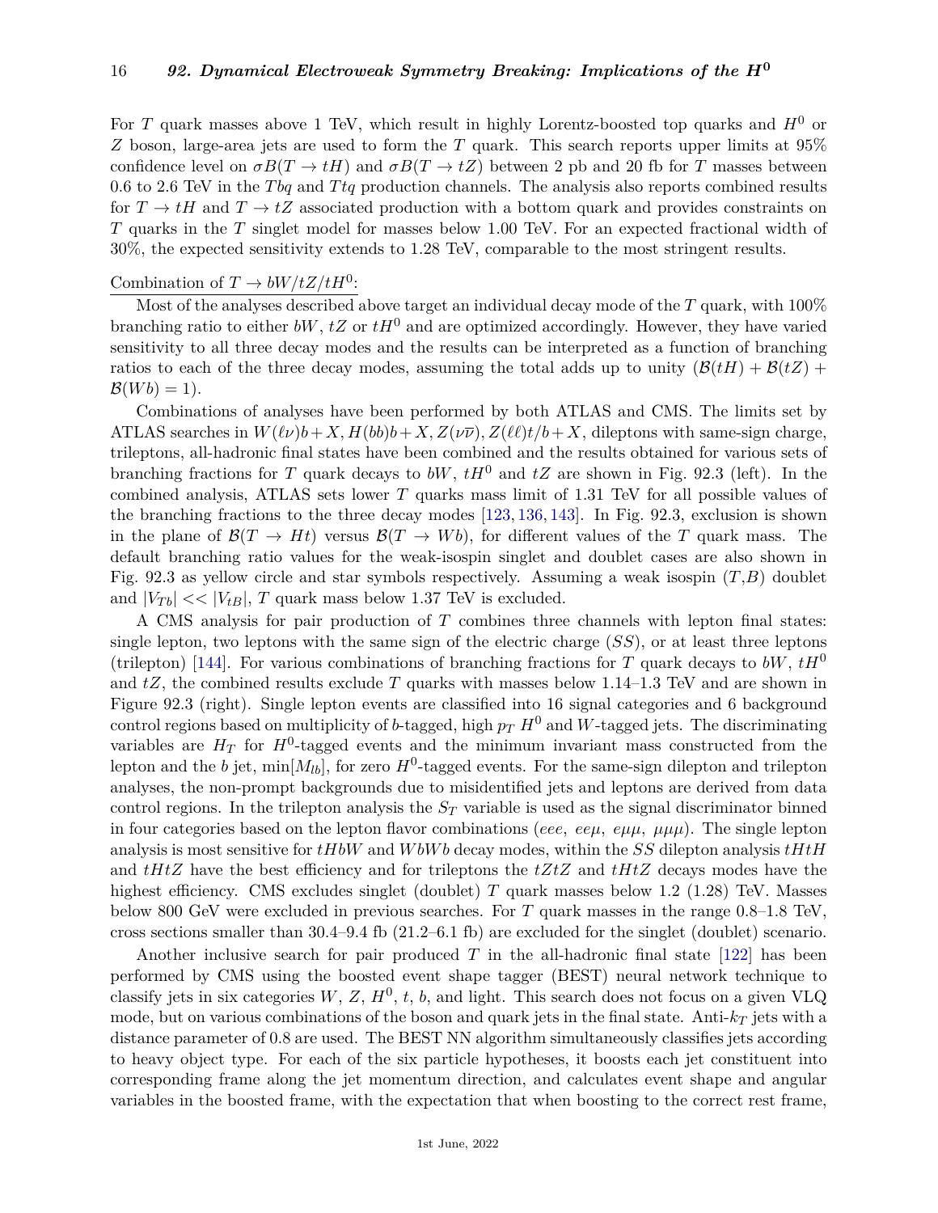For $T$ quark masses above 1 TeV, which result in highly Lorentz-boosted top quarks and $H^0$ or $Z$ boson, large-area jets are used to form the $T$ quark. This search reports upper limits at 95% confidence level on $\sigma B(T \to tH)$ and $\sigma B(T \to tZ)$ between 2 pb and 20 fb for $T$ masses between 0.6 to 2.6 TeV in the $Tbq$ and $Ttq$ production channels. The analysis also reports combined results for $T \to tH$ and $T \to tZ$ associated production with a bottom quark and provides constraints on $T$ quarks in the $T$ singlet model for masses below 1.00 TeV. For an expected fractional width of 30%, the expected sensitivity extends to 1.28 TeV, comparable to the most stringent results.

Combination of $T \to bW/tZ/tH^0$:

Most of the analyses described above target an individual decay mode of the $T$ quark, with 100% branching ratio to either $bW$, $tZ$ or $tH^0$ and are optimized accordingly. However, they have varied sensitivity to all three decay modes and the results can be interpreted as a function of branching ratios to each of the three decay modes, assuming the total adds up to unity ($\mathcal{B}(tH) + \mathcal{B}(tZ) + \mathcal{B}(Wb) = 1$).

Combinations of analyses have been performed by both ATLAS and CMS. The limits set by ATLAS searches in $W(\ell\nu)b + X$, $H(bb)b + X$, $Z(\nu\overline{\nu})$, $Z(\ell\ell)t/b + X$, dileptons with same-sign charge, trileptons, all-hadronic final states have been combined and the results obtained for various sets of branching fractions for $T$ quark decays to $bW$, $tH^0$ and $tZ$ are shown in Fig. 92.3 (left). In the combined analysis, ATLAS sets lower $T$ quarks mass limit of 1.31 TeV for all possible values of the branching fractions to the three decay modes [123, 136, 143]. In Fig. 92.3, exclusion is shown in the plane of $\mathcal{B}(T \to Ht)$ versus $\mathcal{B}(T \to Wb)$, for different values of the $T$ quark mass. The default branching ratio values for the weak-isospin singlet and doublet cases are also shown in Fig. 92.3 as yellow circle and star symbols respectively. Assuming a weak isospin ($T$,$B$) doublet and $|V_{Tb}| << |V_{tB}|$, $T$ quark mass below 1.37 TeV is excluded.

A CMS analysis for pair production of $T$ combines three channels with lepton final states: single lepton, two leptons with the same sign of the electric charge ($SS$), or at least three leptons (trilepton) [144]. For various combinations of branching fractions for $T$ quark decays to $bW$, $tH^0$ and $tZ$, the combined results exclude $T$ quarks with masses below 1.14–1.3 TeV and are shown in Figure 92.3 (right). Single lepton events are classified into 16 signal categories and 6 background control regions based on multiplicity of $b$-tagged, high $p_T$ $H^0$ and $W$-tagged jets. The discriminating variables are $H_T$ for $H^0$-tagged events and the minimum invariant mass constructed from the lepton and the $b$ jet, $\min[M_{lb}]$, for zero $H^0$-tagged events. For the same-sign dilepton and trilepton analyses, the non-prompt backgrounds due to misidentified jets and leptons are derived from data control regions. In the trilepton analysis the $S_T$ variable is used as the signal discriminator binned in four categories based on the lepton flavor combinations ($eee$, $ee\mu$, $e\mu\mu$, $\mu\mu\mu$). The single lepton analysis is most sensitive for $tHbW$ and $WbWb$ decay modes, within the $SS$ dilepton analysis $tHtH$ and $tHtZ$ have the best efficiency and for trileptons the $tZtZ$ and $tHtZ$ decays modes have the highest efficiency. CMS excludes singlet (doublet) $T$ quark masses below 1.2 (1.28) TeV. Masses below 800 GeV were excluded in previous searches. For $T$ quark masses in the range 0.8–1.8 TeV, cross sections smaller than 30.4–9.4 fb (21.2–6.1 fb) are excluded for the singlet (doublet) scenario.

Another inclusive search for pair produced $T$ in the all-hadronic final state [122] has been performed by CMS using the boosted event shape tagger (BEST) neural network technique to classify jets in six categories $W$, $Z$, $H^0$, $t$, $b$, and light. This search does not focus on a given VLQ mode, but on various combinations of the boson and quark jets in the final state. Anti-$k_T$ jets with a distance parameter of 0.8 are used. The BEST NN algorithm simultaneously classifies jets according to heavy object type. For each of the six particle hypotheses, it boosts each jet constituent into corresponding frame along the jet momentum direction, and calculates event shape and angular variables in the boosted frame, with the expectation that when boosting to the correct rest frame,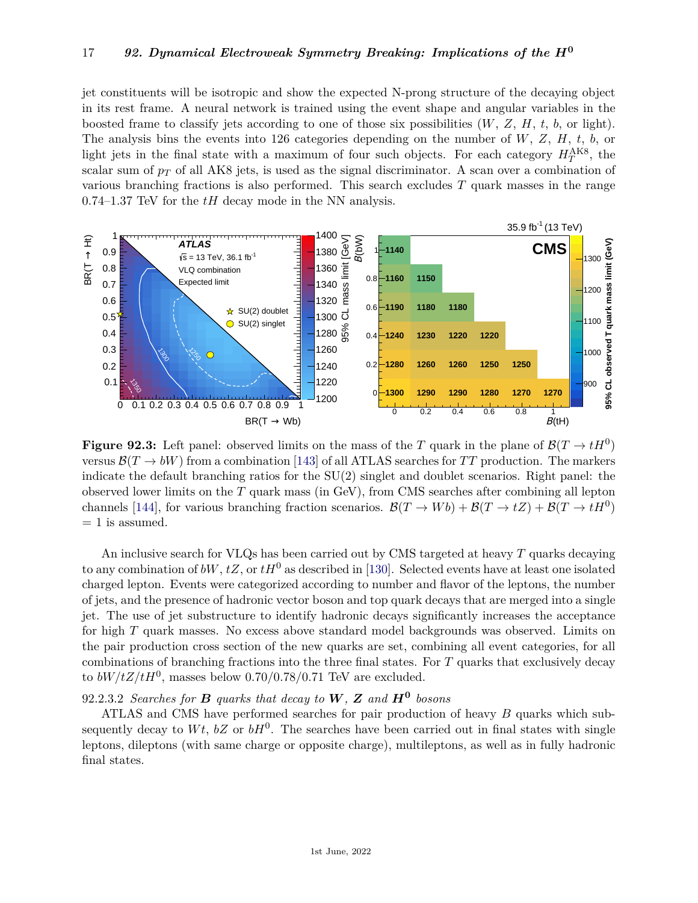jet constituents will be isotropic and show the expected N-prong structure of the decaying object in its rest frame. A neural network is trained using the event shape and angular variables in the boosted frame to classify jets according to one of those six possibilities ($W$, $Z$, $H$, $t$, $b$, or light). The analysis bins the events into 126 categories depending on the number of $W$, $Z$, $H$, $t$, $b$, or light jets in the final state with a maximum of four such objects. For each category $H_T^{\mathrm{AK8}}$, the scalar sum of $p_T$ of all AK8 jets, is used as the signal discriminator. A scan over a combination of various branching fractions is also performed. This search excludes $T$ quark masses in the range 0.74–1.37 TeV for the $tH$ decay mode in the NN analysis.

**Figure 92.3:** Left panel: observed limits on the mass of the $T$ quark in the plane of $\mathcal{B}(T \to tH^0)$ versus $\mathcal{B}(T \to bW)$ from a combination [143] of all ATLAS searches for $TT$ production. The markers indicate the default branching ratios for the SU(2) singlet and doublet scenarios. Right panel: the observed lower limits on the $T$ quark mass (in GeV), from CMS searches after combining all lepton channels [144], for various branching fraction scenarios. $\mathcal{B}(T \to Wb) + \mathcal{B}(T \to tZ) + \mathcal{B}(T \to tH^0) = 1$ is assumed.

An inclusive search for VLQs has been carried out by CMS targeted at heavy $T$ quarks decaying to any combination of $bW$, $tZ$, or $tH^0$ as described in [130]. Selected events have at least one isolated charged lepton. Events were categorized according to number and flavor of the leptons, the number of jets, and the presence of hadronic vector boson and top quark decays that are merged into a single jet. The use of jet substructure to identify hadronic decays significantly increases the acceptance for high $T$ quark masses. No excess above standard model backgrounds was observed. Limits on the pair production cross section of the new quarks are set, combining all event categories, for all combinations of branching fractions into the three final states. For $T$ quarks that exclusively decay to $bW/tZ/tH^0$, masses below 0.70/0.78/0.71 TeV are excluded.

### 92.2.3.2 *Searches for $B$ quarks that decay to $W$, $Z$ and $H^0$ bosons*

ATLAS and CMS have performed searches for pair production of heavy $B$ quarks which subsequently decay to $Wt$, $bZ$ or $bH^0$. The searches have been carried out in final states with single leptons, dileptons (with same charge or opposite charge), multileptons, as well as in fully hadronic final states.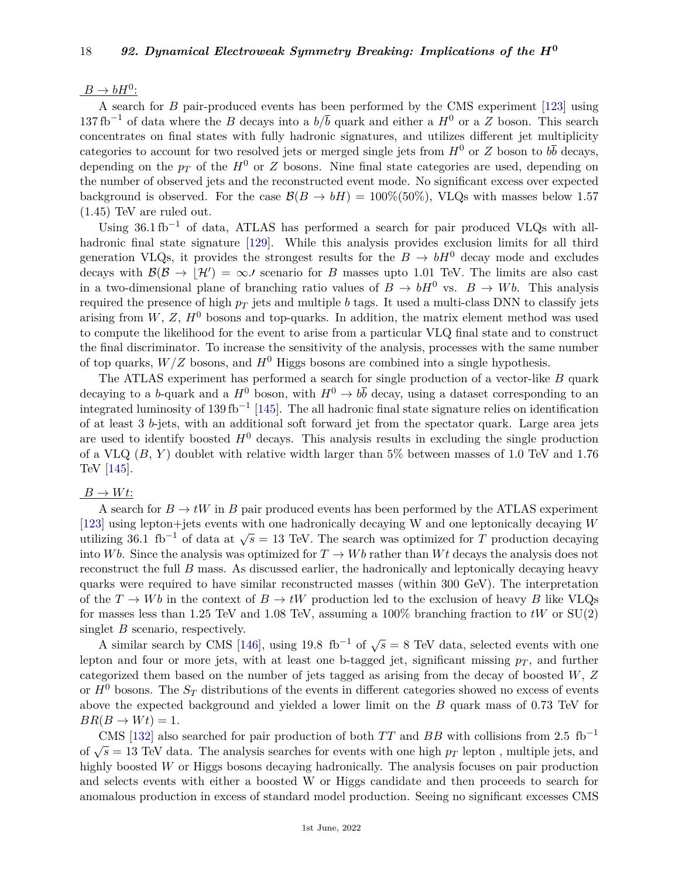$B \to bH^0$:

A search for $B$ pair-produced events has been performed by the CMS experiment [123] using $137\,\text{fb}^{-1}$ of data where the $B$ decays into a $b/\bar{b}$ quark and either a $H^0$ or a $Z$ boson. This search concentrates on final states with fully hadronic signatures, and utilizes different jet multiplicity categories to account for two resolved jets or merged single jets from $H^0$ or $Z$ boson to $b\bar{b}$ decays, depending on the $p_T$ of the $H^0$ or $Z$ bosons. Nine final state categories are used, depending on the number of observed jets and the reconstructed event mode. No significant excess over expected background is observed. For the case $\mathcal{B}(B \to bH) = 100\%(50\%)$, VLQs with masses below 1.57 (1.45) TeV are ruled out.

Using $36.1\,\text{fb}^{-1}$ of data, ATLAS has performed a search for pair produced VLQs with all-hadronic final state signature [129]. While this analysis provides exclusion limits for all third generation VLQs, it provides the strongest results for the $B \to bH^0$ decay mode and excludes decays with $\mathcal{B}(\mathcal{B} \to \lfloor\mathcal{H}') = \infty.\prime$ scenario for $B$ masses upto 1.01 TeV. The limits are also cast in a two-dimensional plane of branching ratio values of $B \to bH^0$ vs. $B \to Wb$. This analysis required the presence of high $p_T$ jets and multiple $b$ tags. It used a multi-class DNN to classify jets arising from $W$, $Z$, $H^0$ bosons and top-quarks. In addition, the matrix element method was used to compute the likelihood for the event to arise from a particular VLQ final state and to construct the final discriminator. To increase the sensitivity of the analysis, processes with the same number of top quarks, $W/Z$ bosons, and $H^0$ Higgs bosons are combined into a single hypothesis.

The ATLAS experiment has performed a search for single production of a vector-like $B$ quark decaying to a $b$-quark and a $H^0$ boson, with $H^0 \to b\bar{b}$ decay, using a dataset corresponding to an integrated luminosity of $139\,\text{fb}^{-1}$ [145]. The all hadronic final state signature relies on identification of at least 3 $b$-jets, with an additional soft forward jet from the spectator quark. Large area jets are used to identify boosted $H^0$ decays. This analysis results in excluding the single production of a VLQ ($B$, $Y$) doublet with relative width larger than 5% between masses of 1.0 TeV and 1.76 TeV [145].

$B \to Wt$:

A search for $B \to tW$ in $B$ pair produced events has been performed by the ATLAS experiment [123] using lepton+jets events with one hadronically decaying W and one leptonically decaying $W$ utilizing 36.1 $\text{fb}^{-1}$ of data at $\sqrt{s} = 13$ TeV. The search was optimized for $T$ production decaying into $Wb$. Since the analysis was optimized for $T \to Wb$ rather than $Wt$ decays the analysis does not reconstruct the full $B$ mass. As discussed earlier, the hadronically and leptonically decaying heavy quarks were required to have similar reconstructed masses (within 300 GeV). The interpretation of the $T \to Wb$ in the context of $B \to tW$ production led to the exclusion of heavy $B$ like VLQs for masses less than 1.25 TeV and 1.08 TeV, assuming a 100% branching fraction to $tW$ or SU(2) singlet $B$ scenario, respectively.

A similar search by CMS [146], using 19.8 $\text{fb}^{-1}$ of $\sqrt{s} = 8$ TeV data, selected events with one lepton and four or more jets, with at least one b-tagged jet, significant missing $p_T$, and further categorized them based on the number of jets tagged as arising from the decay of boosted $W$, $Z$ or $H^0$ bosons. The $S_T$ distributions of the events in different categories showed no excess of events above the expected background and yielded a lower limit on the $B$ quark mass of 0.73 TeV for $BR(B \to Wt) = 1$.

CMS [132] also searched for pair production of both $TT$ and $BB$ with collisions from 2.5 $\text{fb}^{-1}$ of $\sqrt{s} = 13$ TeV data. The analysis searches for events with one high $p_T$ lepton , multiple jets, and highly boosted $W$ or Higgs bosons decaying hadronically. The analysis focuses on pair production and selects events with either a boosted W or Higgs candidate and then proceeds to search for anomalous production in excess of standard model production. Seeing no significant excesses CMS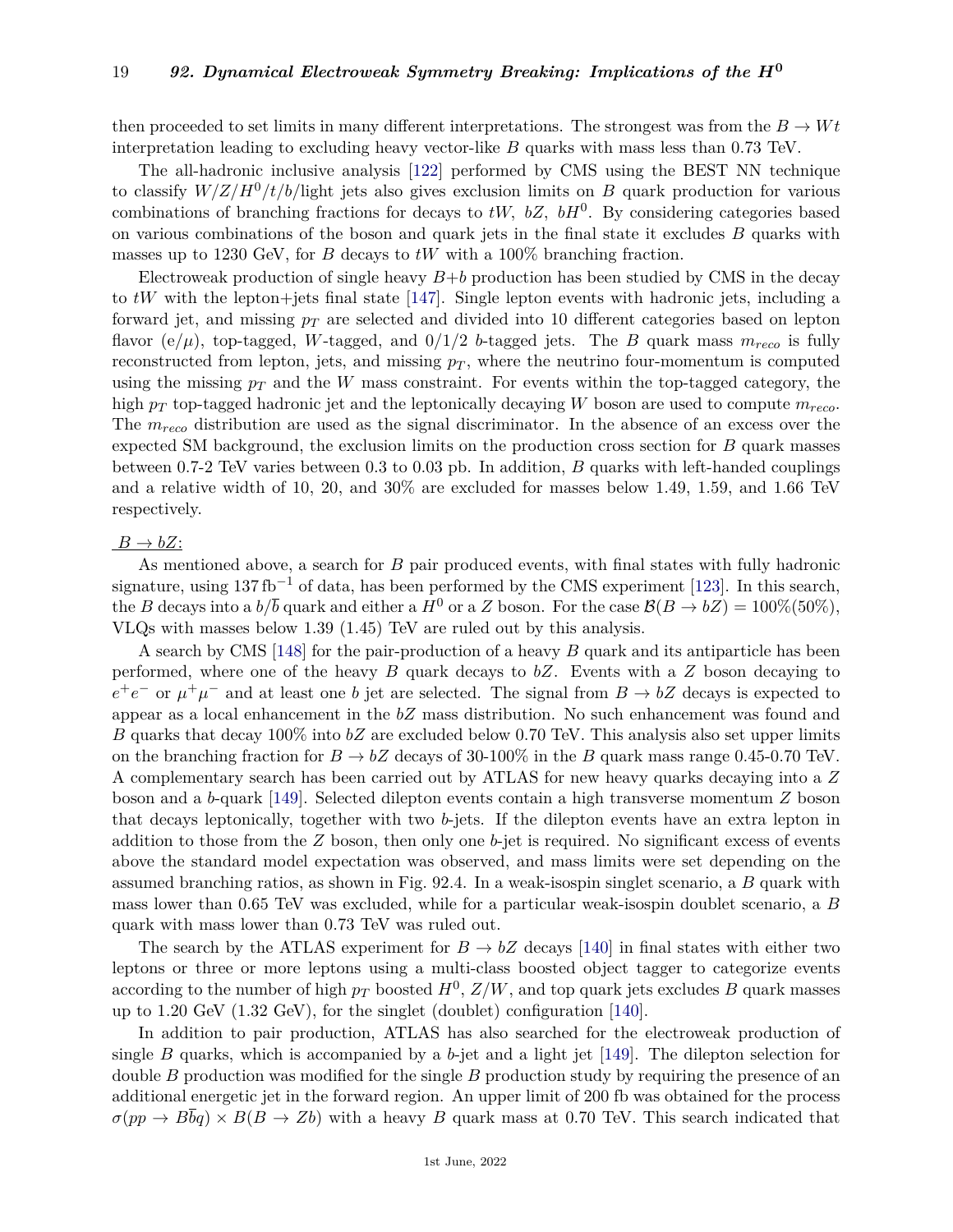then proceeded to set limits in many different interpretations. The strongest was from the $B \to Wt$ interpretation leading to excluding heavy vector-like $B$ quarks with mass less than 0.73 TeV.

The all-hadronic inclusive analysis [122] performed by CMS using the BEST NN technique to classify $W/Z/H^0/t/b$/light jets also gives exclusion limits on $B$ quark production for various combinations of branching fractions for decays to $tW$, $bZ$, $bH^0$. By considering categories based on various combinations of the boson and quark jets in the final state it excludes $B$ quarks with masses up to 1230 GeV, for $B$ decays to $tW$ with a 100% branching fraction.

Electroweak production of single heavy $B$+$b$ production has been studied by CMS in the decay to $tW$ with the lepton+jets final state [147]. Single lepton events with hadronic jets, including a forward jet, and missing $p_T$ are selected and divided into 10 different categories based on lepton flavor (e/$\mu$), top-tagged, $W$-tagged, and 0/1/2 $b$-tagged jets. The $B$ quark mass $m_{reco}$ is fully reconstructed from lepton, jets, and missing $p_T$, where the neutrino four-momentum is computed using the missing $p_T$ and the $W$ mass constraint. For events within the top-tagged category, the high $p_T$ top-tagged hadronic jet and the leptonically decaying $W$ boson are used to compute $m_{reco}$. The $m_{reco}$ distribution are used as the signal discriminator. In the absence of an excess over the expected SM background, the exclusion limits on the production cross section for $B$ quark masses between 0.7-2 TeV varies between 0.3 to 0.03 pb. In addition, $B$ quarks with left-handed couplings and a relative width of 10, 20, and 30% are excluded for masses below 1.49, 1.59, and 1.66 TeV respectively.

<u>$B \to bZ$:</u>

As mentioned above, a search for $B$ pair produced events, with final states with fully hadronic signature, using $137\,\text{fb}^{-1}$ of data, has been performed by the CMS experiment [123]. In this search, the $B$ decays into a $b/\bar{b}$ quark and either a $H^0$ or a $Z$ boson. For the case $\mathcal{B}(B \to bZ) = 100\%(50\%)$, VLQs with masses below 1.39 (1.45) TeV are ruled out by this analysis.

A search by CMS [148] for the pair-production of a heavy $B$ quark and its antiparticle has been performed, where one of the heavy $B$ quark decays to $bZ$. Events with a $Z$ boson decaying to $e^+e^-$ or $\mu^+\mu^-$ and at least one $b$ jet are selected. The signal from $B \to bZ$ decays is expected to appear as a local enhancement in the $bZ$ mass distribution. No such enhancement was found and $B$ quarks that decay 100% into $bZ$ are excluded below 0.70 TeV. This analysis also set upper limits on the branching fraction for $B \to bZ$ decays of 30-100% in the $B$ quark mass range 0.45-0.70 TeV. A complementary search has been carried out by ATLAS for new heavy quarks decaying into a $Z$ boson and a $b$-quark [149]. Selected dilepton events contain a high transverse momentum $Z$ boson that decays leptonically, together with two $b$-jets. If the dilepton events have an extra lepton in addition to those from the $Z$ boson, then only one $b$-jet is required. No significant excess of events above the standard model expectation was observed, and mass limits were set depending on the assumed branching ratios, as shown in Fig. 92.4. In a weak-isospin singlet scenario, a $B$ quark with mass lower than 0.65 TeV was excluded, while for a particular weak-isospin doublet scenario, a $B$ quark with mass lower than 0.73 TeV was ruled out.

The search by the ATLAS experiment for $B \to bZ$ decays [140] in final states with either two leptons or three or more leptons using a multi-class boosted object tagger to categorize events according to the number of high $p_T$ boosted $H^0$, $Z/W$, and top quark jets excludes $B$ quark masses up to 1.20 GeV (1.32 GeV), for the singlet (doublet) configuration [140].

In addition to pair production, ATLAS has also searched for the electroweak production of single $B$ quarks, which is accompanied by a $b$-jet and a light jet [149]. The dilepton selection for double $B$ production was modified for the single $B$ production study by requiring the presence of an additional energetic jet in the forward region. An upper limit of 200 fb was obtained for the process $\sigma(pp \to B\bar{b}q) \times B(B \to Zb)$ with a heavy $B$ quark mass at 0.70 TeV. This search indicated that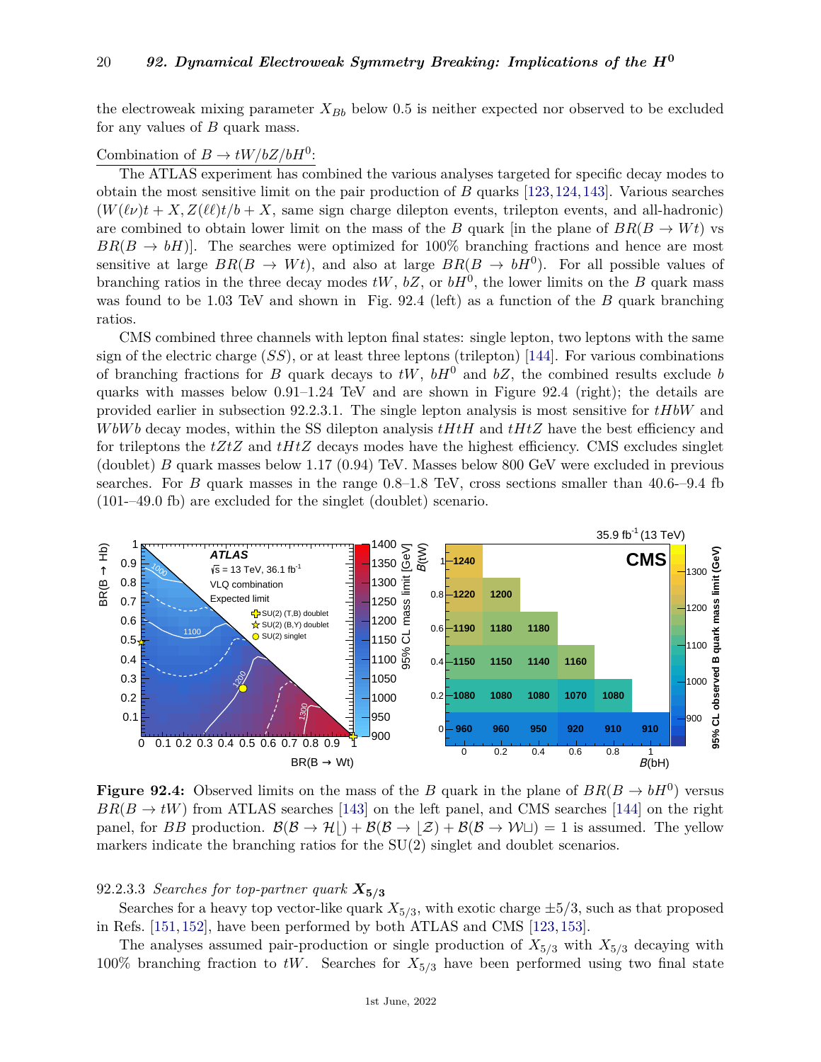the electroweak mixing parameter $X_{Bb}$ below 0.5 is neither expected nor observed to be excluded for any values of $B$ quark mass.

Combination of $B \to tW/bZ/bH^0$:

The ATLAS experiment has combined the various analyses targeted for specific decay modes to obtain the most sensitive limit on the pair production of $B$ quarks [123,124,143]. Various searches $(W(\ell\nu)t + X, Z(\ell\ell)t/b + X$, same sign charge dilepton events, trilepton events, and all-hadronic) are combined to obtain lower limit on the mass of the $B$ quark [in the plane of $BR(B \to Wt)$ vs $BR(B \to bH)$]. The searches were optimized for 100% branching fractions and hence are most sensitive at large $BR(B \to Wt)$, and also at large $BR(B \to bH^0)$. For all possible values of branching ratios in the three decay modes $tW$, $bZ$, or $bH^0$, the lower limits on the $B$ quark mass was found to be 1.03 TeV and shown in Fig. 92.4 (left) as a function of the $B$ quark branching ratios.

CMS combined three channels with lepton final states: single lepton, two leptons with the same sign of the electric charge ($SS$), or at least three leptons (trilepton) [144]. For various combinations of branching fractions for $B$ quark decays to $tW$, $bH^0$ and $bZ$, the combined results exclude $b$ quarks with masses below 0.91–1.24 TeV and are shown in Figure 92.4 (right); the details are provided earlier in subsection 92.2.3.1. The single lepton analysis is most sensitive for $tHbW$ and $WbWb$ decay modes, within the SS dilepton analysis $tHtH$ and $tHtZ$ have the best efficiency and for trileptons the $tZtZ$ and $tHtZ$ decays modes have the highest efficiency. CMS excludes singlet (doublet) $B$ quark masses below 1.17 (0.94) TeV. Masses below 800 GeV were excluded in previous searches. For $B$ quark masses in the range 0.8–1.8 TeV, cross sections smaller than 40.6-–9.4 fb (101-–49.0 fb) are excluded for the singlet (doublet) scenario.

**Figure 92.4:** Observed limits on the mass of the $B$ quark in the plane of $BR(B \to bH^0)$ versus $BR(B \to tW)$ from ATLAS searches [143] on the left panel, and CMS searches [144] on the right panel, for $BB$ production. $\mathcal{B}(\mathcal{B} \to \mathcal{H}\lfloor) + \mathcal{B}(\mathcal{B} \to \lfloor\mathcal{Z}) + \mathcal{B}(\mathcal{B} \to \mathcal{W}\sqcup) = 1$ is assumed. The yellow markers indicate the branching ratios for the SU(2) singlet and doublet scenarios.

92.2.3.3 *Searches for top-partner quark* $\boldsymbol{X_{5/3}}$

Searches for a heavy top vector-like quark $X_{5/3}$, with exotic charge $\pm 5/3$, such as that proposed in Refs. [151,152], have been performed by both ATLAS and CMS [123,153].

The analyses assumed pair-production or single production of $X_{5/3}$ with $X_{5/3}$ decaying with 100% branching fraction to $tW$. Searches for $X_{5/3}$ have been performed using two final state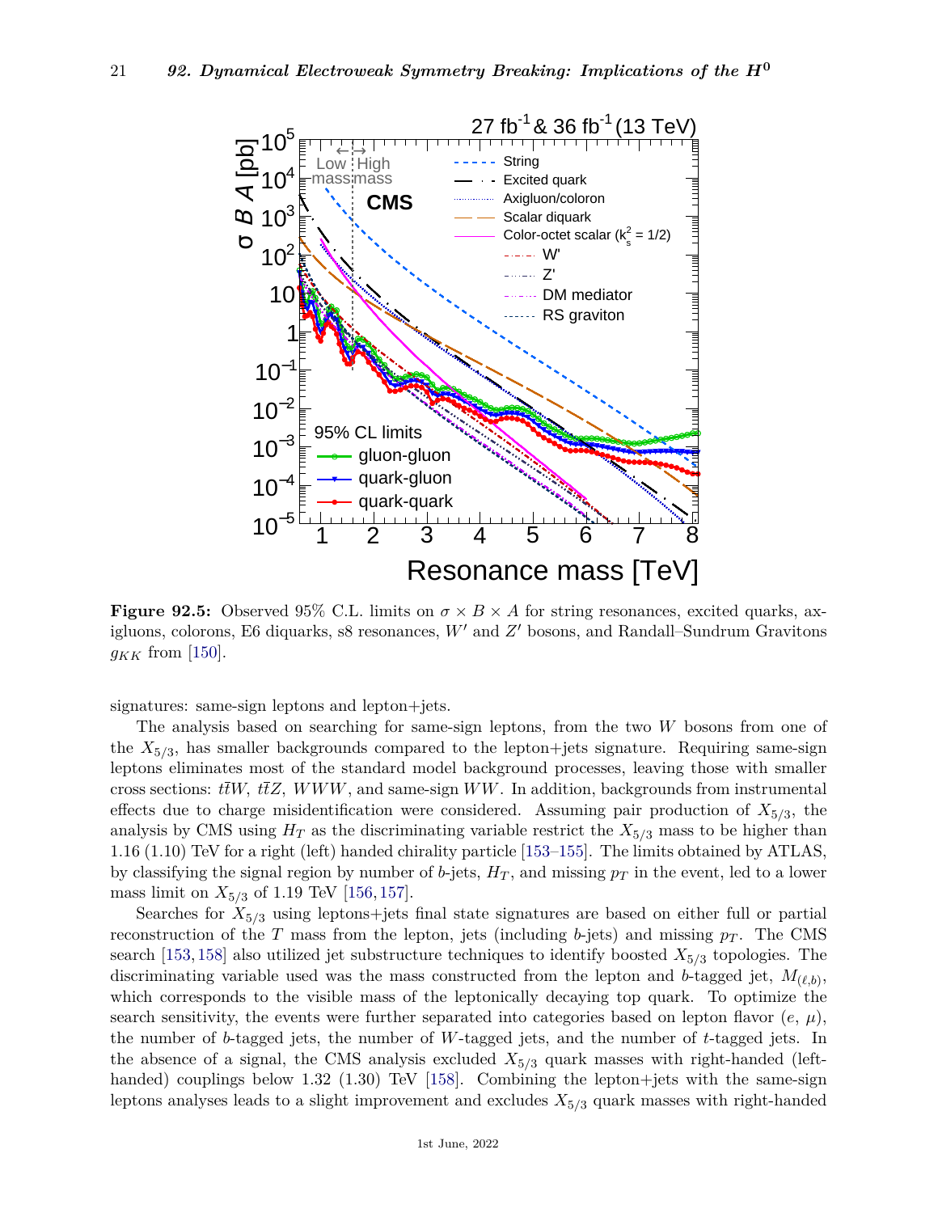**Figure 92.5:** Observed 95% C.L. limits on $\sigma \times B \times A$ for string resonances, excited quarks, axigluons, colorons, E6 diquarks, s8 resonances, $W'$ and $Z'$ bosons, and Randall–Sundrum Gravitons $g_{KK}$ from [150].

signatures: same-sign leptons and lepton+jets.

The analysis based on searching for same-sign leptons, from the two $W$ bosons from one of the $X_{5/3}$, has smaller backgrounds compared to the lepton+jets signature. Requiring same-sign leptons eliminates most of the standard model background processes, leaving those with smaller cross sections: $t\bar{t}W$, $t\bar{t}Z$, $WWW$, and same-sign $WW$. In addition, backgrounds from instrumental effects due to charge misidentification were considered. Assuming pair production of $X_{5/3}$, the analysis by CMS using $H_T$ as the discriminating variable restrict the $X_{5/3}$ mass to be higher than 1.16 (1.10) TeV for a right (left) handed chirality particle [153–155]. The limits obtained by ATLAS, by classifying the signal region by number of $b$-jets, $H_T$, and missing $p_T$ in the event, led to a lower mass limit on $X_{5/3}$ of 1.19 TeV [156, 157].

Searches for $X_{5/3}$ using leptons+jets final state signatures are based on either full or partial reconstruction of the $T$ mass from the lepton, jets (including $b$-jets) and missing $p_T$. The CMS search [153, 158] also utilized jet substructure techniques to identify boosted $X_{5/3}$ topologies. The discriminating variable used was the mass constructed from the lepton and $b$-tagged jet, $M_{(\ell,b)}$, which corresponds to the visible mass of the leptonically decaying top quark. To optimize the search sensitivity, the events were further separated into categories based on lepton flavor ($e$, $\mu$), the number of $b$-tagged jets, the number of $W$-tagged jets, and the number of $t$-tagged jets. In the absence of a signal, the CMS analysis excluded $X_{5/3}$ quark masses with right-handed (left-handed) couplings below 1.32 (1.30) TeV [158]. Combining the lepton+jets with the same-sign leptons analyses leads to a slight improvement and excludes $X_{5/3}$ quark masses with right-handed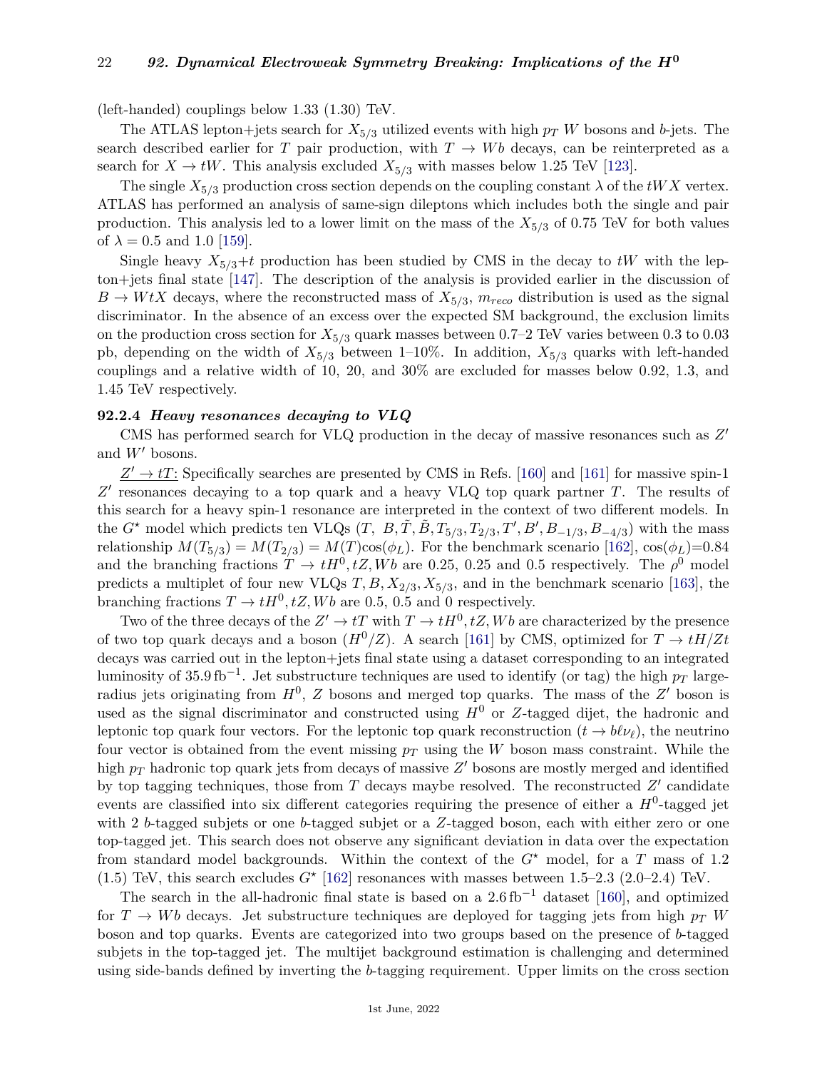(left-handed) couplings below 1.33 (1.30) TeV.

The ATLAS lepton+jets search for $X_{5/3}$ utilized events with high $p_T$ $W$ bosons and $b$-jets. The search described earlier for $T$ pair production, with $T \to Wb$ decays, can be reinterpreted as a search for $X \to tW$. This analysis excluded $X_{5/3}$ with masses below 1.25 TeV [123].

The single $X_{5/3}$ production cross section depends on the coupling constant $\lambda$ of the $tWX$ vertex. ATLAS has performed an analysis of same-sign dileptons which includes both the single and pair production. This analysis led to a lower limit on the mass of the $X_{5/3}$ of 0.75 TeV for both values of $\lambda = 0.5$ and 1.0 [159].

Single heavy $X_{5/3}$+$t$ production has been studied by CMS in the decay to $tW$ with the lepton+jets final state [147]. The description of the analysis is provided earlier in the discussion of $B \to WtX$ decays, where the reconstructed mass of $X_{5/3}$, $m_{reco}$ distribution is used as the signal discriminator. In the absence of an excess over the expected SM background, the exclusion limits on the production cross section for $X_{5/3}$ quark masses between 0.7–2 TeV varies between 0.3 to 0.03 pb, depending on the width of $X_{5/3}$ between 1–10%. In addition, $X_{5/3}$ quarks with left-handed couplings and a relative width of 10, 20, and 30% are excluded for masses below 0.92, 1.3, and 1.45 TeV respectively.

### 92.2.4 *Heavy resonances decaying to VLQ*

CMS has performed search for VLQ production in the decay of massive resonances such as $Z'$ and $W'$ bosons.

<u>$Z' \to tT$:</u> Specifically searches are presented by CMS in Refs. [160] and [161] for massive spin-1 $Z'$ resonances decaying to a top quark and a heavy VLQ top quark partner $T$. The results of this search for a heavy spin-1 resonance are interpreted in the context of two different models. In the $G^\star$ model which predicts ten VLQs ($T,\ B, \tilde{T}, \tilde{B}, T_{5/3}, T_{2/3}, T', B', B_{-1/3}, B_{-4/3}$) with the mass relationship $M(T_{5/3}) = M(T_{2/3}) = M(T)\cos(\phi_L)$. For the benchmark scenario [162], $\cos(\phi_L)$=0.84 and the branching fractions $T \to tH^0, tZ, Wb$ are 0.25, 0.25 and 0.5 respectively. The $\rho^0$ model predicts a multiplet of four new VLQs $T, B, X_{2/3}, X_{5/3}$, and in the benchmark scenario [163], the branching fractions $T \to tH^0, tZ, Wb$ are 0.5, 0.5 and 0 respectively.

Two of the three decays of the $Z' \to tT$ with $T \to tH^0, tZ, Wb$ are characterized by the presence of two top quark decays and a boson ($H^0/Z$). A search [161] by CMS, optimized for $T \to tH/Zt$ decays was carried out in the lepton+jets final state using a dataset corresponding to an integrated luminosity of 35.9 $\text{fb}^{-1}$. Jet substructure techniques are used to identify (or tag) the high $p_T$ large-radius jets originating from $H^0$, $Z$ bosons and merged top quarks. The mass of the $Z'$ boson is used as the signal discriminator and constructed using $H^0$ or $Z$-tagged dijet, the hadronic and leptonic top quark four vectors. For the leptonic top quark reconstruction ($t \to b\ell\nu_\ell$), the neutrino four vector is obtained from the event missing $p_T$ using the $W$ boson mass constraint. While the high $p_T$ hadronic top quark jets from decays of massive $Z'$ bosons are mostly merged and identified by top tagging techniques, those from $T$ decays maybe resolved. The reconstructed $Z'$ candidate events are classified into six different categories requiring the presence of either a $H^0$-tagged jet with 2 $b$-tagged subjets or one $b$-tagged subjet or a $Z$-tagged boson, each with either zero or one top-tagged jet. This search does not observe any significant deviation in data over the expectation from standard model backgrounds. Within the context of the $G^\star$ model, for a $T$ mass of 1.2 (1.5) TeV, this search excludes $G^\star$ [162] resonances with masses between 1.5–2.3 (2.0–2.4) TeV.

The search in the all-hadronic final state is based on a 2.6 $\text{fb}^{-1}$ dataset [160], and optimized for $T \to Wb$ decays. Jet substructure techniques are deployed for tagging jets from high $p_T$ $W$ boson and top quarks. Events are categorized into two groups based on the presence of $b$-tagged subjets in the top-tagged jet. The multijet background estimation is challenging and determined using side-bands defined by inverting the $b$-tagging requirement. Upper limits on the cross section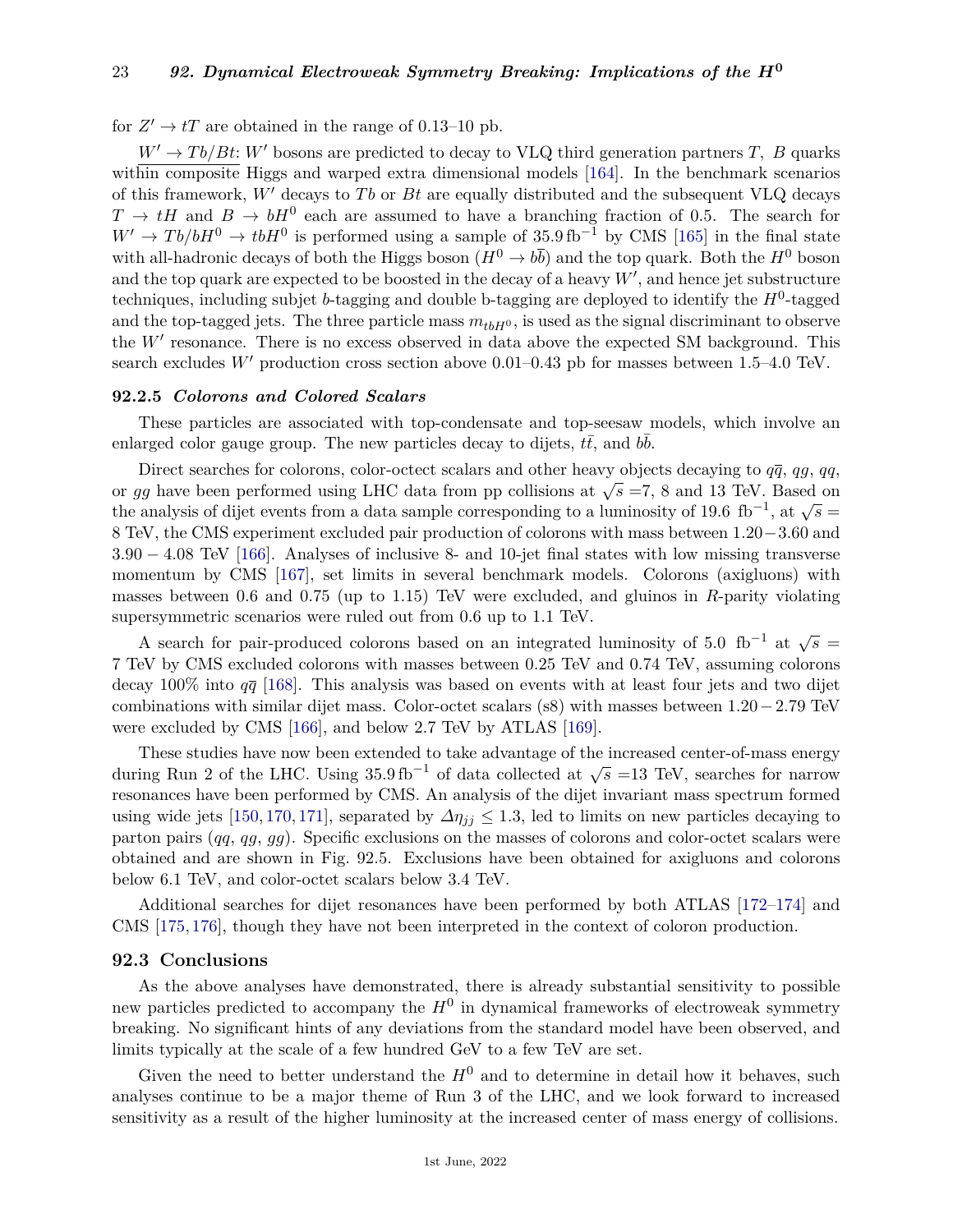for $Z' \to tT$ are obtained in the range of 0.13–10 pb.

$W' \to Tb/Bt$: $W'$ bosons are predicted to decay to VLQ third generation partners $T$, $B$ quarks within composite Higgs and warped extra dimensional models [164]. In the benchmark scenarios of this framework, $W'$ decays to $Tb$ or $Bt$ are equally distributed and the subsequent VLQ decays $T \to tH$ and $B \to bH^0$ each are assumed to have a branching fraction of 0.5. The search for $W' \to Tb/bH^0 \to tbH^0$ is performed using a sample of $35.9\,\mathrm{fb}^{-1}$ by CMS [165] in the final state with all-hadronic decays of both the Higgs boson ($H^0 \to b\bar{b}$) and the top quark. Both the $H^0$ boson and the top quark are expected to be boosted in the decay of a heavy $W'$, and hence jet substructure techniques, including subjet $b$-tagging and double b-tagging are deployed to identify the $H^0$-tagged and the top-tagged jets. The three particle mass $m_{tbH^0}$, is used as the signal discriminant to observe the $W'$ resonance. There is no excess observed in data above the expected SM background. This search excludes $W'$ production cross section above 0.01–0.43 pb for masses between 1.5–4.0 TeV.

### 92.2.5 *Colorons and Colored Scalars*

These particles are associated with top-condensate and top-seesaw models, which involve an enlarged color gauge group. The new particles decay to dijets, $t\bar{t}$, and $b\bar{b}$.

Direct searches for colorons, color-octect scalars and other heavy objects decaying to $q\bar{q}$, $qg$, $qq$, or $gg$ have been performed using LHC data from pp collisions at $\sqrt{s}$ =7, 8 and 13 TeV. Based on the analysis of dijet events from a data sample corresponding to a luminosity of 19.6 $\mathrm{fb}^{-1}$, at $\sqrt{s}$ = 8 TeV, the CMS experiment excluded pair production of colorons with mass between $1.20-3.60$ and $3.90-4.08$ TeV [166]. Analyses of inclusive 8- and 10-jet final states with low missing transverse momentum by CMS [167], set limits in several benchmark models. Colorons (axigluons) with masses between 0.6 and 0.75 (up to 1.15) TeV were excluded, and gluinos in $R$-parity violating supersymmetric scenarios were ruled out from 0.6 up to 1.1 TeV.

A search for pair-produced colorons based on an integrated luminosity of 5.0 $\mathrm{fb}^{-1}$ at $\sqrt{s}$ = 7 TeV by CMS excluded colorons with masses between 0.25 TeV and 0.74 TeV, assuming colorons decay 100% into $q\bar{q}$ [168]. This analysis was based on events with at least four jets and two dijet combinations with similar dijet mass. Color-octet scalars (s8) with masses between $1.20-2.79$ TeV were excluded by CMS [166], and below 2.7 TeV by ATLAS [169].

These studies have now been extended to take advantage of the increased center-of-mass energy during Run 2 of the LHC. Using $35.9\,\mathrm{fb}^{-1}$ of data collected at $\sqrt{s}$ =13 TeV, searches for narrow resonances have been performed by CMS. An analysis of the dijet invariant mass spectrum formed using wide jets [150, 170, 171], separated by $\Delta\eta_{jj} \leq 1.3$, led to limits on new particles decaying to parton pairs ($qq$, $qg$, $gg$). Specific exclusions on the masses of colorons and color-octet scalars were obtained and are shown in Fig. 92.5. Exclusions have been obtained for axigluons and colorons below 6.1 TeV, and color-octet scalars below 3.4 TeV.

Additional searches for dijet resonances have been performed by both ATLAS [172–174] and CMS [175, 176], though they have not been interpreted in the context of coloron production.

## 92.3 Conclusions

As the above analyses have demonstrated, there is already substantial sensitivity to possible new particles predicted to accompany the $H^0$ in dynamical frameworks of electroweak symmetry breaking. No significant hints of any deviations from the standard model have been observed, and limits typically at the scale of a few hundred GeV to a few TeV are set.

Given the need to better understand the $H^0$ and to determine in detail how it behaves, such analyses continue to be a major theme of Run 3 of the LHC, and we look forward to increased sensitivity as a result of the higher luminosity at the increased center of mass energy of collisions.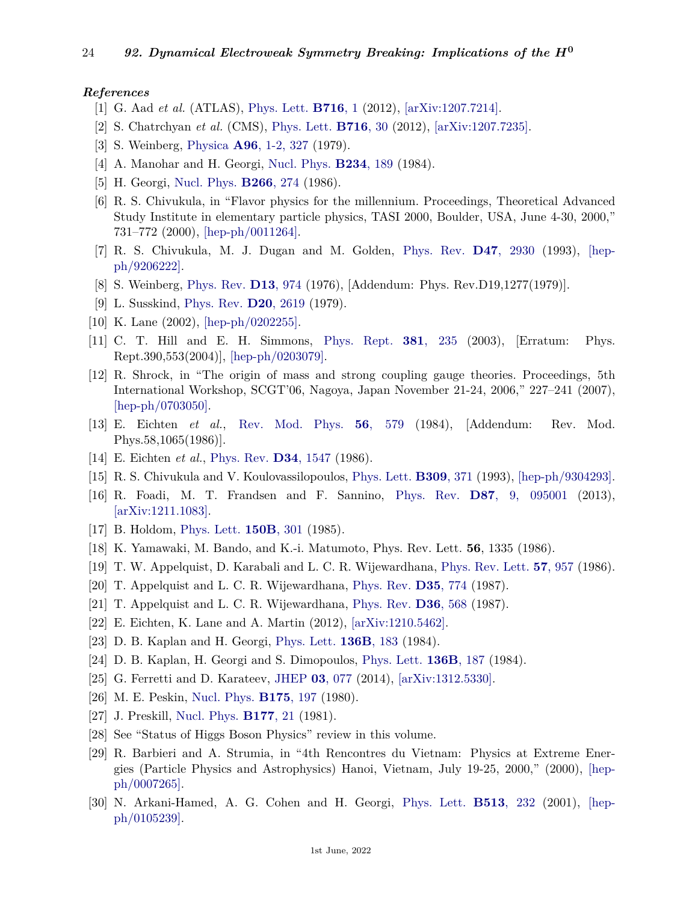*References*

[1] G. Aad *et al.* (ATLAS), Phys. Lett. **B716**, 1 (2012), [arXiv:1207.7214].

[2] S. Chatrchyan *et al.* (CMS), Phys. Lett. **B716**, 30 (2012), [arXiv:1207.7235].

[3] S. Weinberg, Physica **A96**, 1-2, 327 (1979).

[4] A. Manohar and H. Georgi, Nucl. Phys. **B234**, 189 (1984).

[5] H. Georgi, Nucl. Phys. **B266**, 274 (1986).

[6] R. S. Chivukula, in "Flavor physics for the millennium. Proceedings, Theoretical Advanced Study Institute in elementary particle physics, TASI 2000, Boulder, USA, June 4-30, 2000," 731–772 (2000), [hep-ph/0011264].

[7] R. S. Chivukula, M. J. Dugan and M. Golden, Phys. Rev. **D47**, 2930 (1993), [hep-ph/9206222].

[8] S. Weinberg, Phys. Rev. **D13**, 974 (1976), [Addendum: Phys. Rev.D19,1277(1979)].

[9] L. Susskind, Phys. Rev. **D20**, 2619 (1979).

[10] K. Lane (2002), [hep-ph/0202255].

[11] C. T. Hill and E. H. Simmons, Phys. Rept. **381**, 235 (2003), [Erratum: Phys. Rept.390,553(2004)], [hep-ph/0203079].

[12] R. Shrock, in "The origin of mass and strong coupling gauge theories. Proceedings, 5th International Workshop, SCGT'06, Nagoya, Japan November 21-24, 2006," 227–241 (2007), [hep-ph/0703050].

[13] E. Eichten *et al.*, Rev. Mod. Phys. **56**, 579 (1984), [Addendum: Rev. Mod. Phys.58,1065(1986)].

[14] E. Eichten *et al.*, Phys. Rev. **D34**, 1547 (1986).

[15] R. S. Chivukula and V. Koulovassilopoulos, Phys. Lett. **B309**, 371 (1993), [hep-ph/9304293].

[16] R. Foadi, M. T. Frandsen and F. Sannino, Phys. Rev. **D87**, 9, 095001 (2013), [arXiv:1211.1083].

[17] B. Holdom, Phys. Lett. **150B**, 301 (1985).

[18] K. Yamawaki, M. Bando, and K.-i. Matumoto, Phys. Rev. Lett. **56**, 1335 (1986).

[19] T. W. Appelquist, D. Karabali and L. C. R. Wijewardhana, Phys. Rev. Lett. **57**, 957 (1986).

[20] T. Appelquist and L. C. R. Wijewardhana, Phys. Rev. **D35**, 774 (1987).

[21] T. Appelquist and L. C. R. Wijewardhana, Phys. Rev. **D36**, 568 (1987).

[22] E. Eichten, K. Lane and A. Martin (2012), [arXiv:1210.5462].

[23] D. B. Kaplan and H. Georgi, Phys. Lett. **136B**, 183 (1984).

[24] D. B. Kaplan, H. Georgi and S. Dimopoulos, Phys. Lett. **136B**, 187 (1984).

[25] G. Ferretti and D. Karateev, JHEP **03**, 077 (2014), [arXiv:1312.5330].

[26] M. E. Peskin, Nucl. Phys. **B175**, 197 (1980).

[27] J. Preskill, Nucl. Phys. **B177**, 21 (1981).

[28] See "Status of Higgs Boson Physics" review in this volume.

[29] R. Barbieri and A. Strumia, in "4th Rencontres du Vietnam: Physics at Extreme Energies (Particle Physics and Astrophysics) Hanoi, Vietnam, July 19-25, 2000," (2000), [hep-ph/0007265].

[30] N. Arkani-Hamed, A. G. Cohen and H. Georgi, Phys. Lett. **B513**, 232 (2001), [hep-ph/0105239].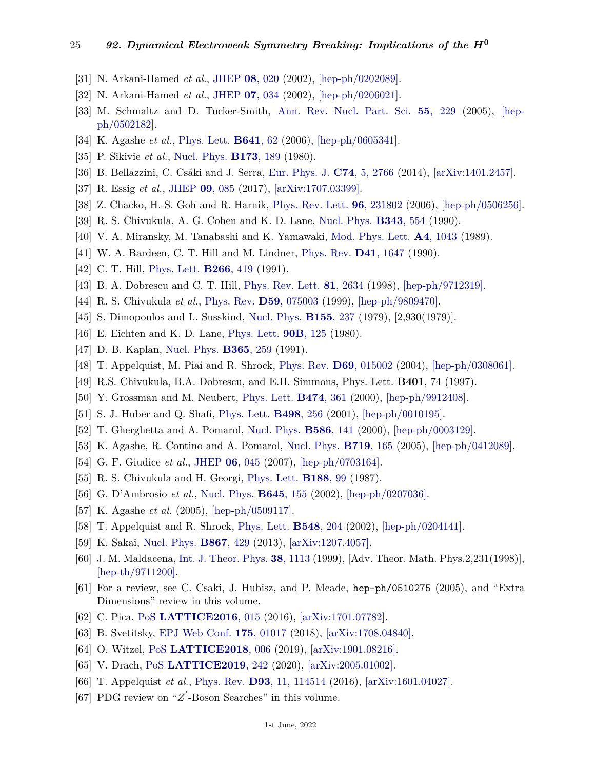[31] N. Arkani-Hamed *et al.*, JHEP **08**, 020 (2002), [hep-ph/0202089].

[32] N. Arkani-Hamed *et al.*, JHEP **07**, 034 (2002), [hep-ph/0206021].

[33] M. Schmaltz and D. Tucker-Smith, Ann. Rev. Nucl. Part. Sci. **55**, 229 (2005), [hep-ph/0502182].

[34] K. Agashe *et al.*, Phys. Lett. **B641**, 62 (2006), [hep-ph/0605341].

[35] P. Sikivie *et al.*, Nucl. Phys. **B173**, 189 (1980).

[36] B. Bellazzini, C. Csáki and J. Serra, Eur. Phys. J. **C74**, 5, 2766 (2014), [arXiv:1401.2457].

[37] R. Essig *et al.*, JHEP **09**, 085 (2017), [arXiv:1707.03399].

[38] Z. Chacko, H.-S. Goh and R. Harnik, Phys. Rev. Lett. **96**, 231802 (2006), [hep-ph/0506256].

[39] R. S. Chivukula, A. G. Cohen and K. D. Lane, Nucl. Phys. **B343**, 554 (1990).

[40] V. A. Miransky, M. Tanabashi and K. Yamawaki, Mod. Phys. Lett. **A4**, 1043 (1989).

[41] W. A. Bardeen, C. T. Hill and M. Lindner, Phys. Rev. **D41**, 1647 (1990).

[42] C. T. Hill, Phys. Lett. **B266**, 419 (1991).

[43] B. A. Dobrescu and C. T. Hill, Phys. Rev. Lett. **81**, 2634 (1998), [hep-ph/9712319].

[44] R. S. Chivukula *et al.*, Phys. Rev. **D59**, 075003 (1999), [hep-ph/9809470].

[45] S. Dimopoulos and L. Susskind, Nucl. Phys. **B155**, 237 (1979), [2,930(1979)].

[46] E. Eichten and K. D. Lane, Phys. Lett. **90B**, 125 (1980).

[47] D. B. Kaplan, Nucl. Phys. **B365**, 259 (1991).

[48] T. Appelquist, M. Piai and R. Shrock, Phys. Rev. **D69**, 015002 (2004), [hep-ph/0308061].

[49] R.S. Chivukula, B.A. Dobrescu, and E.H. Simmons, Phys. Lett. **B401**, 74 (1997).

[50] Y. Grossman and M. Neubert, Phys. Lett. **B474**, 361 (2000), [hep-ph/9912408].

[51] S. J. Huber and Q. Shafi, Phys. Lett. **B498**, 256 (2001), [hep-ph/0010195].

[52] T. Gherghetta and A. Pomarol, Nucl. Phys. **B586**, 141 (2000), [hep-ph/0003129].

[53] K. Agashe, R. Contino and A. Pomarol, Nucl. Phys. **B719**, 165 (2005), [hep-ph/0412089].

[54] G. F. Giudice *et al.*, JHEP **06**, 045 (2007), [hep-ph/0703164].

[55] R. S. Chivukula and H. Georgi, Phys. Lett. **B188**, 99 (1987).

[56] G. D'Ambrosio *et al.*, Nucl. Phys. **B645**, 155 (2002), [hep-ph/0207036].

[57] K. Agashe *et al.* (2005), [hep-ph/0509117].

[58] T. Appelquist and R. Shrock, Phys. Lett. **B548**, 204 (2002), [hep-ph/0204141].

[59] K. Sakai, Nucl. Phys. **B867**, 429 (2013), [arXiv:1207.4057].

[60] J. M. Maldacena, Int. J. Theor. Phys. **38**, 1113 (1999), [Adv. Theor. Math. Phys.2,231(1998)], [hep-th/9711200].

[61] For a review, see C. Csaki, J. Hubisz, and P. Meade, `hep-ph/0510275` (2005), and "Extra Dimensions" review in this volume.

[62] C. Pica, PoS **LATTICE2016**, 015 (2016), [arXiv:1701.07782].

[63] B. Svetitsky, EPJ Web Conf. **175**, 01017 (2018), [arXiv:1708.04840].

[64] O. Witzel, PoS **LATTICE2018**, 006 (2019), [arXiv:1901.08216].

[65] V. Drach, PoS **LATTICE2019**, 242 (2020), [arXiv:2005.01002].

[66] T. Appelquist *et al.*, Phys. Rev. **D93**, 11, 114514 (2016), [arXiv:1601.04027].

[67] PDG review on "$Z'$-Boson Searches" in this volume.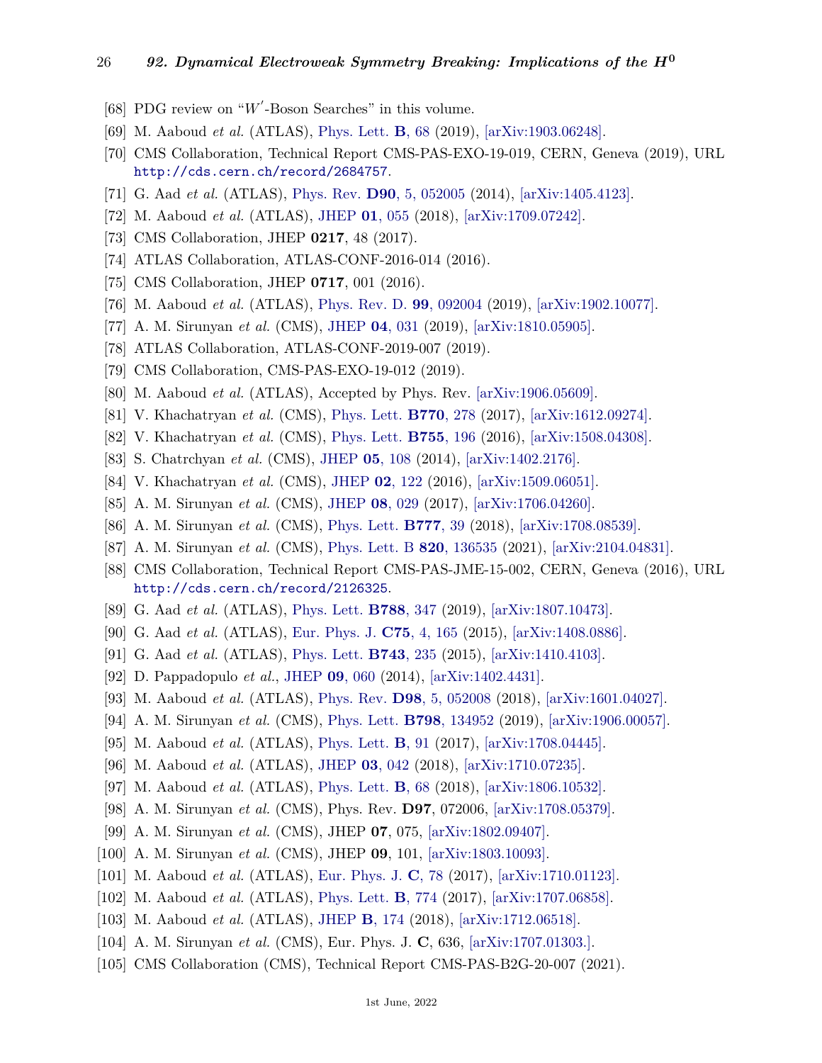[68] PDG review on "$W'$-Boson Searches" in this volume.

[69] M. Aaboud *et al.* (ATLAS), Phys. Lett. **B**, 68 (2019), [arXiv:1903.06248].

[70] CMS Collaboration, Technical Report CMS-PAS-EXO-19-019, CERN, Geneva (2019), URL `http://cds.cern.ch/record/2684757`.

[71] G. Aad *et al.* (ATLAS), Phys. Rev. **D90**, 5, 052005 (2014), [arXiv:1405.4123].

[72] M. Aaboud *et al.* (ATLAS), JHEP **01**, 055 (2018), [arXiv:1709.07242].

[73] CMS Collaboration, JHEP **0217**, 48 (2017).

[74] ATLAS Collaboration, ATLAS-CONF-2016-014 (2016).

[75] CMS Collaboration, JHEP **0717**, 001 (2016).

[76] M. Aaboud *et al.* (ATLAS), Phys. Rev. D. **99**, 092004 (2019), [arXiv:1902.10077].

[77] A. M. Sirunyan *et al.* (CMS), JHEP **04**, 031 (2019), [arXiv:1810.05905].

[78] ATLAS Collaboration, ATLAS-CONF-2019-007 (2019).

[79] CMS Collaboration, CMS-PAS-EXO-19-012 (2019).

[80] M. Aaboud *et al.* (ATLAS), Accepted by Phys. Rev. [arXiv:1906.05609].

[81] V. Khachatryan *et al.* (CMS), Phys. Lett. **B770**, 278 (2017), [arXiv:1612.09274].

[82] V. Khachatryan *et al.* (CMS), Phys. Lett. **B755**, 196 (2016), [arXiv:1508.04308].

[83] S. Chatrchyan *et al.* (CMS), JHEP **05**, 108 (2014), [arXiv:1402.2176].

[84] V. Khachatryan *et al.* (CMS), JHEP **02**, 122 (2016), [arXiv:1509.06051].

[85] A. M. Sirunyan *et al.* (CMS), JHEP **08**, 029 (2017), [arXiv:1706.04260].

[86] A. M. Sirunyan *et al.* (CMS), Phys. Lett. **B777**, 39 (2018), [arXiv:1708.08539].

[87] A. M. Sirunyan *et al.* (CMS), Phys. Lett. B **820**, 136535 (2021), [arXiv:2104.04831].

[88] CMS Collaboration, Technical Report CMS-PAS-JME-15-002, CERN, Geneva (2016), URL `http://cds.cern.ch/record/2126325`.

[89] G. Aad *et al.* (ATLAS), Phys. Lett. **B788**, 347 (2019), [arXiv:1807.10473].

[90] G. Aad *et al.* (ATLAS), Eur. Phys. J. **C75**, 4, 165 (2015), [arXiv:1408.0886].

[91] G. Aad *et al.* (ATLAS), Phys. Lett. **B743**, 235 (2015), [arXiv:1410.4103].

[92] D. Pappadopulo *et al.*, JHEP **09**, 060 (2014), [arXiv:1402.4431].

[93] M. Aaboud *et al.* (ATLAS), Phys. Rev. **D98**, 5, 052008 (2018), [arXiv:1601.04027].

[94] A. M. Sirunyan *et al.* (CMS), Phys. Lett. **B798**, 134952 (2019), [arXiv:1906.00057].

[95] M. Aaboud *et al.* (ATLAS), Phys. Lett. **B**, 91 (2017), [arXiv:1708.04445].

[96] M. Aaboud *et al.* (ATLAS), JHEP **03**, 042 (2018), [arXiv:1710.07235].

[97] M. Aaboud *et al.* (ATLAS), Phys. Lett. **B**, 68 (2018), [arXiv:1806.10532].

[98] A. M. Sirunyan *et al.* (CMS), Phys. Rev. **D97**, 072006, [arXiv:1708.05379].

[99] A. M. Sirunyan *et al.* (CMS), JHEP **07**, 075, [arXiv:1802.09407].

[100] A. M. Sirunyan *et al.* (CMS), JHEP **09**, 101, [arXiv:1803.10093].

[101] M. Aaboud *et al.* (ATLAS), Eur. Phys. J. **C**, 78 (2017), [arXiv:1710.01123].

[102] M. Aaboud *et al.* (ATLAS), Phys. Lett. **B**, 774 (2017), [arXiv:1707.06858].

[103] M. Aaboud *et al.* (ATLAS), JHEP **B**, 174 (2018), [arXiv:1712.06518].

[104] A. M. Sirunyan *et al.* (CMS), Eur. Phys. J. **C**, 636, [arXiv:1707.01303.].

[105] CMS Collaboration (CMS), Technical Report CMS-PAS-B2G-20-007 (2021).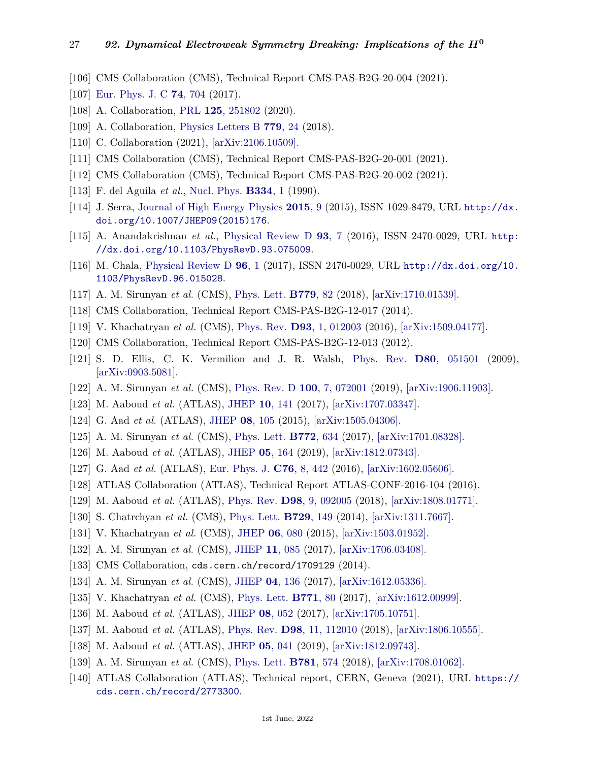[106] CMS Collaboration (CMS), Technical Report CMS-PAS-B2G-20-004 (2021).

[107] Eur. Phys. J. C **74**, 704 (2017).

[108] A. Collaboration, PRL **125**, 251802 (2020).

[109] A. Collaboration, Physics Letters B **779**, 24 (2018).

[110] C. Collaboration (2021), [arXiv:2106.10509].

[111] CMS Collaboration (CMS), Technical Report CMS-PAS-B2G-20-001 (2021).

[112] CMS Collaboration (CMS), Technical Report CMS-PAS-B2G-20-002 (2021).

[113] F. del Aguila *et al.*, Nucl. Phys. **B334**, 1 (1990).

[114] J. Serra, Journal of High Energy Physics **2015**, 9 (2015), ISSN 1029-8479, URL `http://dx.doi.org/10.1007/JHEP09(2015)176`.

[115] A. Anandakrishnan *et al.*, Physical Review D **93**, 7 (2016), ISSN 2470-0029, URL `http://dx.doi.org/10.1103/PhysRevD.93.075009`.

[116] M. Chala, Physical Review D **96**, 1 (2017), ISSN 2470-0029, URL `http://dx.doi.org/10.1103/PhysRevD.96.015028`.

[117] A. M. Sirunyan *et al.* (CMS), Phys. Lett. **B779**, 82 (2018), [arXiv:1710.01539].

[118] CMS Collaboration, Technical Report CMS-PAS-B2G-12-017 (2014).

[119] V. Khachatryan *et al.* (CMS), Phys. Rev. **D93**, 1, 012003 (2016), [arXiv:1509.04177].

[120] CMS Collaboration, Technical Report CMS-PAS-B2G-12-013 (2012).

[121] S. D. Ellis, C. K. Vermilion and J. R. Walsh, Phys. Rev. **D80**, 051501 (2009), [arXiv:0903.5081].

[122] A. M. Sirunyan *et al.* (CMS), Phys. Rev. D **100**, 7, 072001 (2019), [arXiv:1906.11903].

[123] M. Aaboud *et al.* (ATLAS), JHEP **10**, 141 (2017), [arXiv:1707.03347].

[124] G. Aad *et al.* (ATLAS), JHEP **08**, 105 (2015), [arXiv:1505.04306].

[125] A. M. Sirunyan *et al.* (CMS), Phys. Lett. **B772**, 634 (2017), [arXiv:1701.08328].

[126] M. Aaboud *et al.* (ATLAS), JHEP **05**, 164 (2019), [arXiv:1812.07343].

[127] G. Aad *et al.* (ATLAS), Eur. Phys. J. **C76**, 8, 442 (2016), [arXiv:1602.05606].

[128] ATLAS Collaboration (ATLAS), Technical Report ATLAS-CONF-2016-104 (2016).

[129] M. Aaboud *et al.* (ATLAS), Phys. Rev. **D98**, 9, 092005 (2018), [arXiv:1808.01771].

[130] S. Chatrchyan *et al.* (CMS), Phys. Lett. **B729**, 149 (2014), [arXiv:1311.7667].

[131] V. Khachatryan *et al.* (CMS), JHEP **06**, 080 (2015), [arXiv:1503.01952].

[132] A. M. Sirunyan *et al.* (CMS), JHEP **11**, 085 (2017), [arXiv:1706.03408].

[133] CMS Collaboration, `cds.cern.ch/record/1709129` (2014).

[134] A. M. Sirunyan *et al.* (CMS), JHEP **04**, 136 (2017), [arXiv:1612.05336].

[135] V. Khachatryan *et al.* (CMS), Phys. Lett. **B771**, 80 (2017), [arXiv:1612.00999].

[136] M. Aaboud *et al.* (ATLAS), JHEP **08**, 052 (2017), [arXiv:1705.10751].

[137] M. Aaboud *et al.* (ATLAS), Phys. Rev. **D98**, 11, 112010 (2018), [arXiv:1806.10555].

[138] M. Aaboud *et al.* (ATLAS), JHEP **05**, 041 (2019), [arXiv:1812.09743].

[139] A. M. Sirunyan *et al.* (CMS), Phys. Lett. **B781**, 574 (2018), [arXiv:1708.01062].

[140] ATLAS Collaboration (ATLAS), Technical report, CERN, Geneva (2021), URL `https://cds.cern.ch/record/2773300`.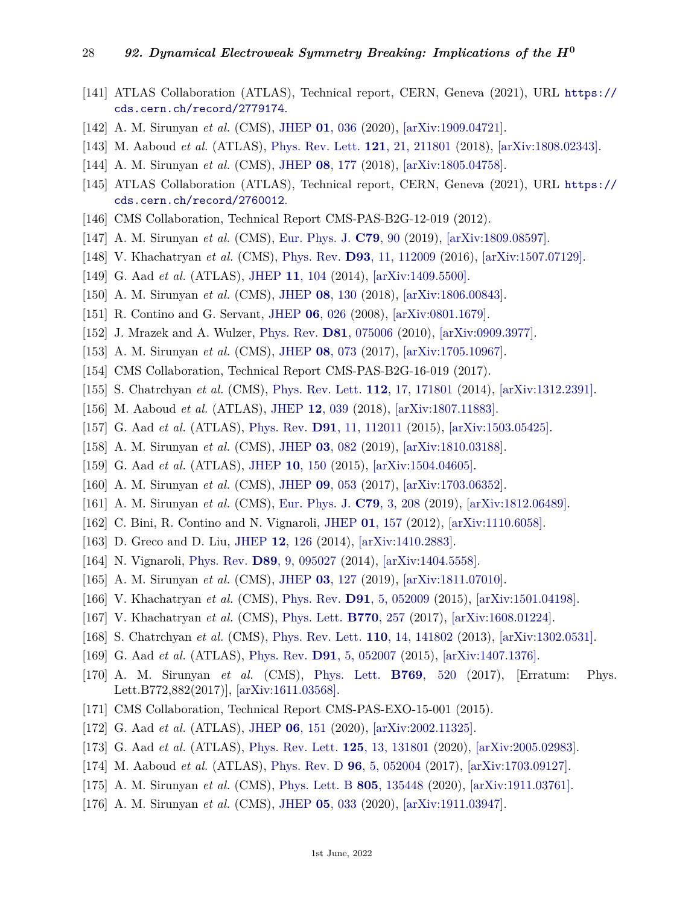[141] ATLAS Collaboration (ATLAS), Technical report, CERN, Geneva (2021), URL https://cds.cern.ch/record/2779174.

[142] A. M. Sirunyan *et al.* (CMS), JHEP **01**, 036 (2020), [arXiv:1909.04721].

[143] M. Aaboud *et al.* (ATLAS), Phys. Rev. Lett. **121**, 21, 211801 (2018), [arXiv:1808.02343].

[144] A. M. Sirunyan *et al.* (CMS), JHEP **08**, 177 (2018), [arXiv:1805.04758].

[145] ATLAS Collaboration (ATLAS), Technical report, CERN, Geneva (2021), URL https://cds.cern.ch/record/2760012.

[146] CMS Collaboration, Technical Report CMS-PAS-B2G-12-019 (2012).

[147] A. M. Sirunyan *et al.* (CMS), Eur. Phys. J. **C79**, 90 (2019), [arXiv:1809.08597].

[148] V. Khachatryan *et al.* (CMS), Phys. Rev. **D93**, 11, 112009 (2016), [arXiv:1507.07129].

[149] G. Aad *et al.* (ATLAS), JHEP **11**, 104 (2014), [arXiv:1409.5500].

[150] A. M. Sirunyan *et al.* (CMS), JHEP **08**, 130 (2018), [arXiv:1806.00843].

[151] R. Contino and G. Servant, JHEP **06**, 026 (2008), [arXiv:0801.1679].

[152] J. Mrazek and A. Wulzer, Phys. Rev. **D81**, 075006 (2010), [arXiv:0909.3977].

[153] A. M. Sirunyan *et al.* (CMS), JHEP **08**, 073 (2017), [arXiv:1705.10967].

[154] CMS Collaboration, Technical Report CMS-PAS-B2G-16-019 (2017).

[155] S. Chatrchyan *et al.* (CMS), Phys. Rev. Lett. **112**, 17, 171801 (2014), [arXiv:1312.2391].

[156] M. Aaboud *et al.* (ATLAS), JHEP **12**, 039 (2018), [arXiv:1807.11883].

[157] G. Aad *et al.* (ATLAS), Phys. Rev. **D91**, 11, 112011 (2015), [arXiv:1503.05425].

[158] A. M. Sirunyan *et al.* (CMS), JHEP **03**, 082 (2019), [arXiv:1810.03188].

[159] G. Aad *et al.* (ATLAS), JHEP **10**, 150 (2015), [arXiv:1504.04605].

[160] A. M. Sirunyan *et al.* (CMS), JHEP **09**, 053 (2017), [arXiv:1703.06352].

[161] A. M. Sirunyan *et al.* (CMS), Eur. Phys. J. **C79**, 3, 208 (2019), [arXiv:1812.06489].

[162] C. Bini, R. Contino and N. Vignaroli, JHEP **01**, 157 (2012), [arXiv:1110.6058].

[163] D. Greco and D. Liu, JHEP **12**, 126 (2014), [arXiv:1410.2883].

[164] N. Vignaroli, Phys. Rev. **D89**, 9, 095027 (2014), [arXiv:1404.5558].

[165] A. M. Sirunyan *et al.* (CMS), JHEP **03**, 127 (2019), [arXiv:1811.07010].

[166] V. Khachatryan *et al.* (CMS), Phys. Rev. **D91**, 5, 052009 (2015), [arXiv:1501.04198].

[167] V. Khachatryan *et al.* (CMS), Phys. Lett. **B770**, 257 (2017), [arXiv:1608.01224].

[168] S. Chatrchyan *et al.* (CMS), Phys. Rev. Lett. **110**, 14, 141802 (2013), [arXiv:1302.0531].

[169] G. Aad *et al.* (ATLAS), Phys. Rev. **D91**, 5, 052007 (2015), [arXiv:1407.1376].

[170] A. M. Sirunyan *et al.* (CMS), Phys. Lett. **B769**, 520 (2017), [Erratum: Phys. Lett.B772,882(2017)], [arXiv:1611.03568].

[171] CMS Collaboration, Technical Report CMS-PAS-EXO-15-001 (2015).

[172] G. Aad *et al.* (ATLAS), JHEP **06**, 151 (2020), [arXiv:2002.11325].

[173] G. Aad *et al.* (ATLAS), Phys. Rev. Lett. **125**, 13, 131801 (2020), [arXiv:2005.02983].

[174] M. Aaboud *et al.* (ATLAS), Phys. Rev. D **96**, 5, 052004 (2017), [arXiv:1703.09127].

[175] A. M. Sirunyan *et al.* (CMS), Phys. Lett. B **805**, 135448 (2020), [arXiv:1911.03761].

[176] A. M. Sirunyan *et al.* (CMS), JHEP **05**, 033 (2020), [arXiv:1911.03947].